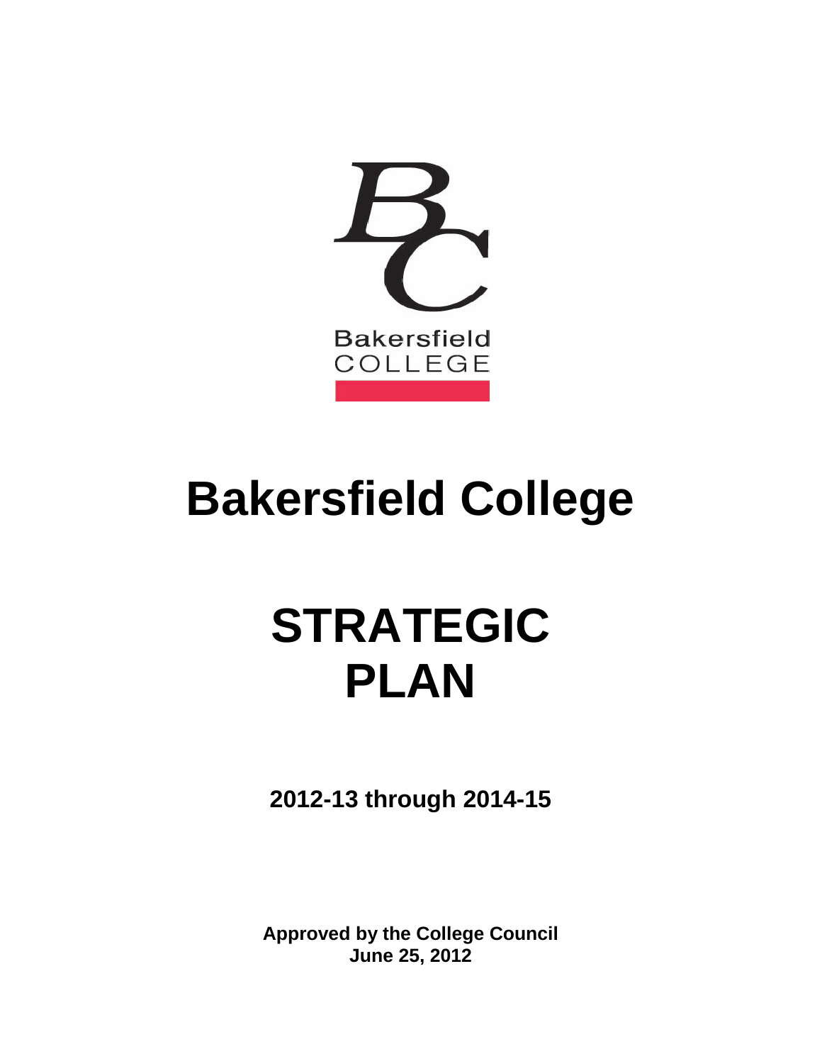# Bakersfield College

# STRATEGIC PLAN

**2012-13 through 2014-15**

**Approved by the College Council**
**June 25, 2012**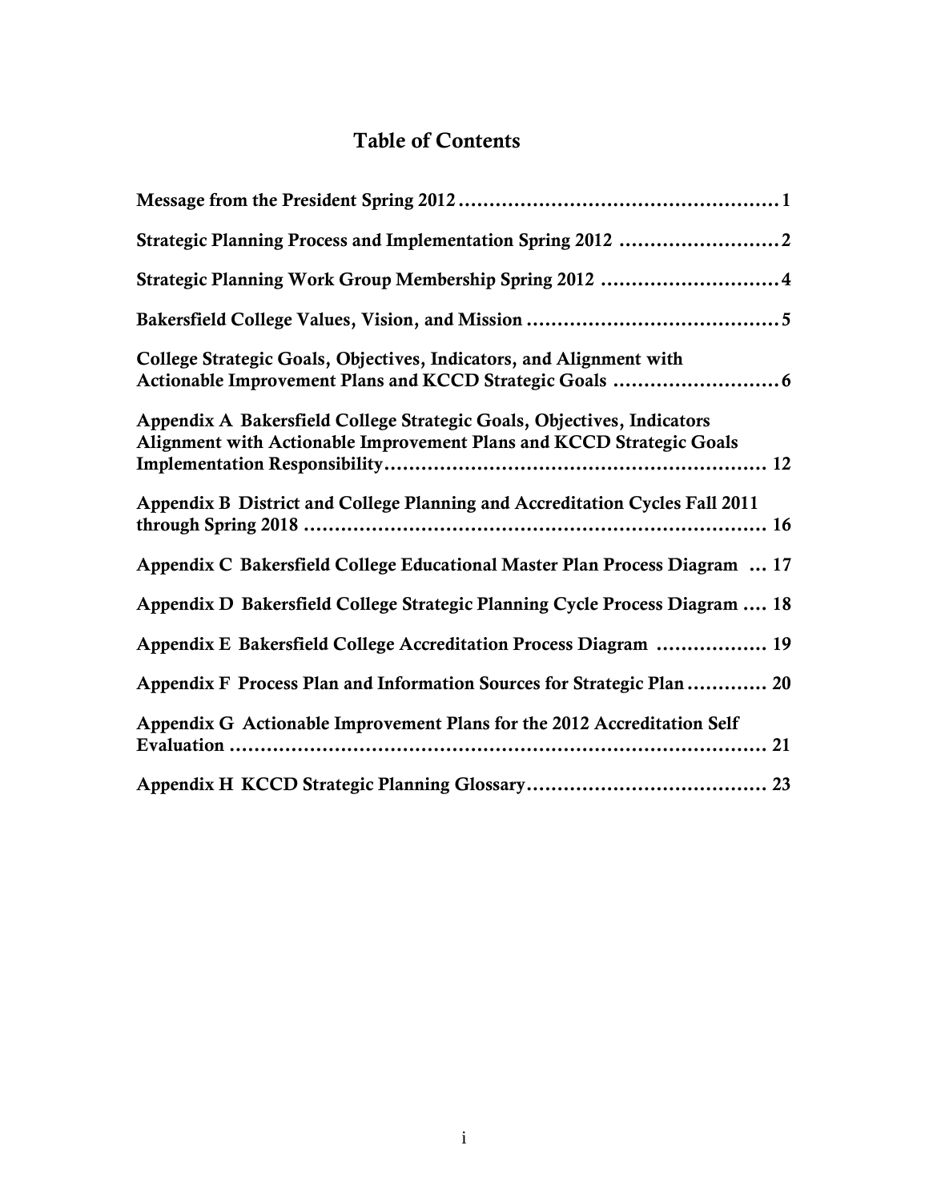# Table of Contents

**Message from the President Spring 2012 .................................................... 1**

**Strategic Planning Process and Implementation Spring 2012 .......................... 2**

**Strategic Planning Work Group Membership Spring 2012 ............................. 4**

**Bakersfield College Values, Vision, and Mission ......................................... 5**

**College Strategic Goals, Objectives, Indicators, and Alignment with Actionable Improvement Plans and KCCD Strategic Goals ........................... 6**

**Appendix A Bakersfield College Strategic Goals, Objectives, Indicators Alignment with Actionable Improvement Plans and KCCD Strategic Goals Implementation Responsibility.............................................................. 12**

**Appendix B District and College Planning and Accreditation Cycles Fall 2011 through Spring 2018 .......................................................................... 16**

**Appendix C Bakersfield College Educational Master Plan Process Diagram ... 17**

**Appendix D Bakersfield College Strategic Planning Cycle Process Diagram .... 18**

**Appendix E Bakersfield College Accreditation Process Diagram .................. 19**

**Appendix F Process Plan and Information Sources for Strategic Plan............. 20**

**Appendix G Actionable Improvement Plans for the 2012 Accreditation Self Evaluation ......................................................................................... 21**

**Appendix H KCCD Strategic Planning Glossary....................................... 23**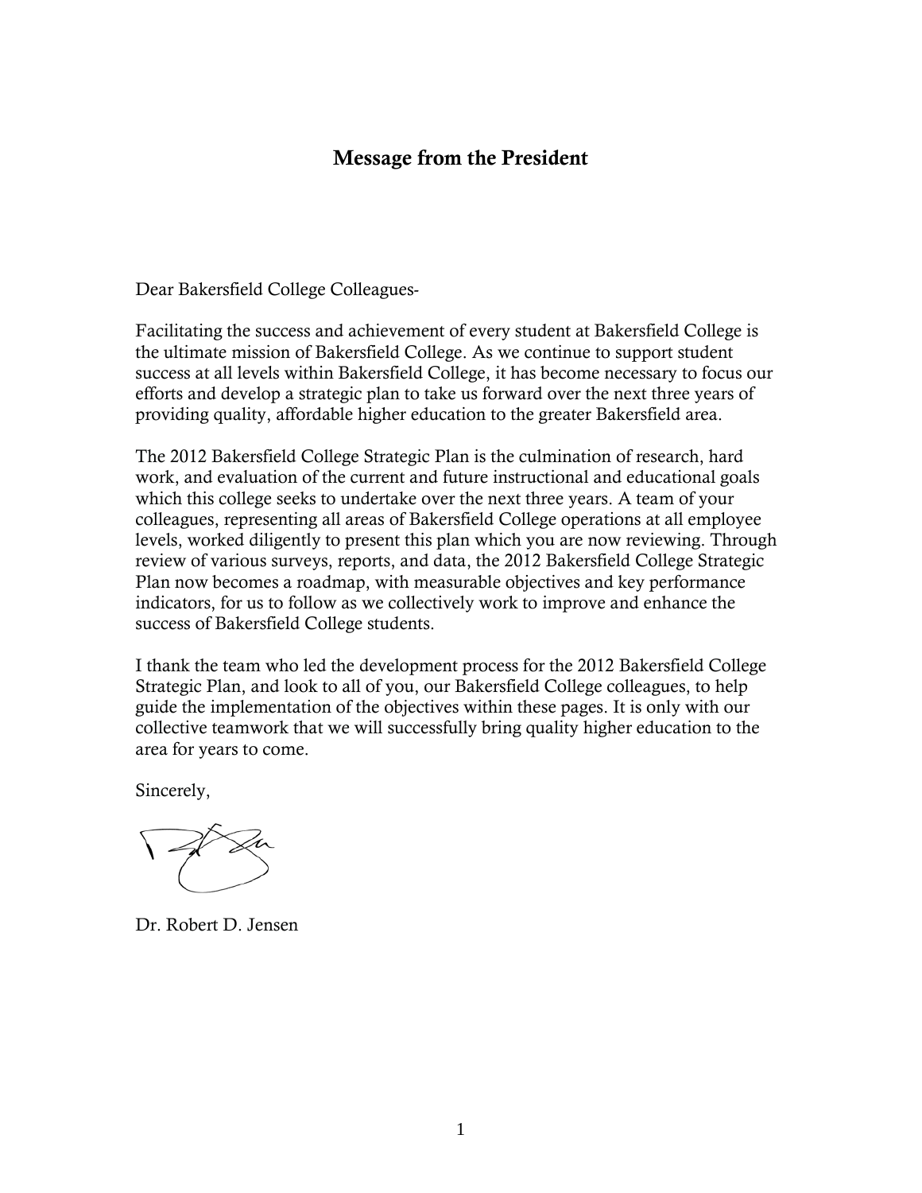# Message from the President

Dear Bakersfield College Colleagues-

Facilitating the success and achievement of every student at Bakersfield College is the ultimate mission of Bakersfield College. As we continue to support student success at all levels within Bakersfield College, it has become necessary to focus our efforts and develop a strategic plan to take us forward over the next three years of providing quality, affordable higher education to the greater Bakersfield area.

The 2012 Bakersfield College Strategic Plan is the culmination of research, hard work, and evaluation of the current and future instructional and educational goals which this college seeks to undertake over the next three years. A team of your colleagues, representing all areas of Bakersfield College operations at all employee levels, worked diligently to present this plan which you are now reviewing. Through review of various surveys, reports, and data, the 2012 Bakersfield College Strategic Plan now becomes a roadmap, with measurable objectives and key performance indicators, for us to follow as we collectively work to improve and enhance the success of Bakersfield College students.

I thank the team who led the development process for the 2012 Bakersfield College Strategic Plan, and look to all of you, our Bakersfield College colleagues, to help guide the implementation of the objectives within these pages. It is only with our collective teamwork that we will successfully bring quality higher education to the area for years to come.

Sincerely,

Dr. Robert D. Jensen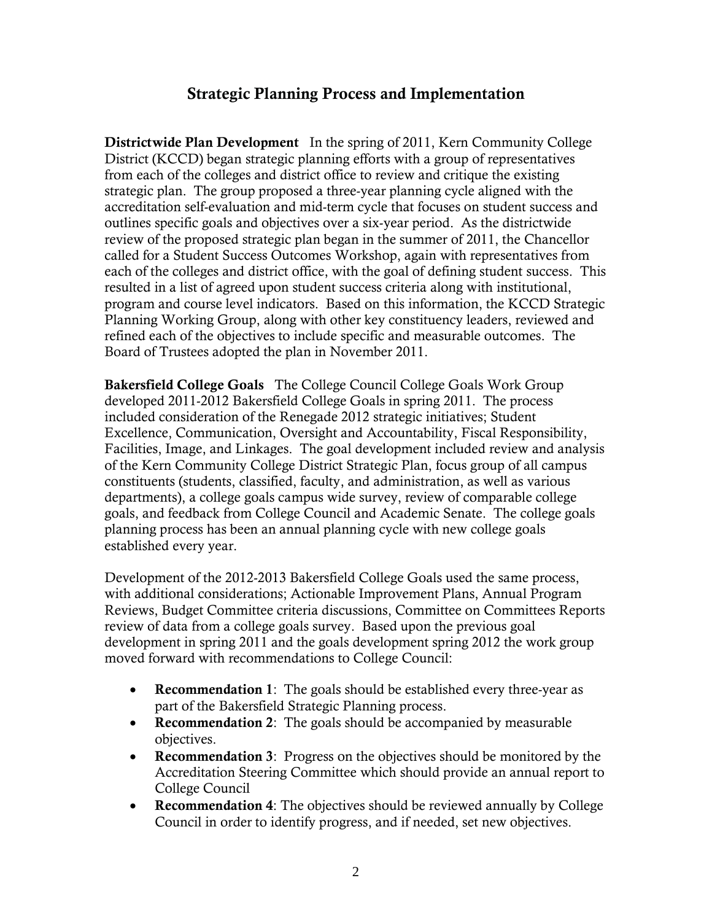## Strategic Planning Process and Implementation

**Districtwide Plan Development** In the spring of 2011, Kern Community College District (KCCD) began strategic planning efforts with a group of representatives from each of the colleges and district office to review and critique the existing strategic plan. The group proposed a three-year planning cycle aligned with the accreditation self-evaluation and mid-term cycle that focuses on student success and outlines specific goals and objectives over a six-year period. As the districtwide review of the proposed strategic plan began in the summer of 2011, the Chancellor called for a Student Success Outcomes Workshop, again with representatives from each of the colleges and district office, with the goal of defining student success. This resulted in a list of agreed upon student success criteria along with institutional, program and course level indicators. Based on this information, the KCCD Strategic Planning Working Group, along with other key constituency leaders, reviewed and refined each of the objectives to include specific and measurable outcomes. The Board of Trustees adopted the plan in November 2011.

**Bakersfield College Goals** The College Council College Goals Work Group developed 2011-2012 Bakersfield College Goals in spring 2011. The process included consideration of the Renegade 2012 strategic initiatives; Student Excellence, Communication, Oversight and Accountability, Fiscal Responsibility, Facilities, Image, and Linkages. The goal development included review and analysis of the Kern Community College District Strategic Plan, focus group of all campus constituents (students, classified, faculty, and administration, as well as various departments), a college goals campus wide survey, review of comparable college goals, and feedback from College Council and Academic Senate. The college goals planning process has been an annual planning cycle with new college goals established every year.

Development of the 2012-2013 Bakersfield College Goals used the same process, with additional considerations; Actionable Improvement Plans, Annual Program Reviews, Budget Committee criteria discussions, Committee on Committees Reports review of data from a college goals survey. Based upon the previous goal development in spring 2011 and the goals development spring 2012 the work group moved forward with recommendations to College Council:

- **Recommendation 1**: The goals should be established every three-year as part of the Bakersfield Strategic Planning process.
- **Recommendation 2**: The goals should be accompanied by measurable objectives.
- **Recommendation 3**: Progress on the objectives should be monitored by the Accreditation Steering Committee which should provide an annual report to College Council
- **Recommendation 4**: The objectives should be reviewed annually by College Council in order to identify progress, and if needed, set new objectives.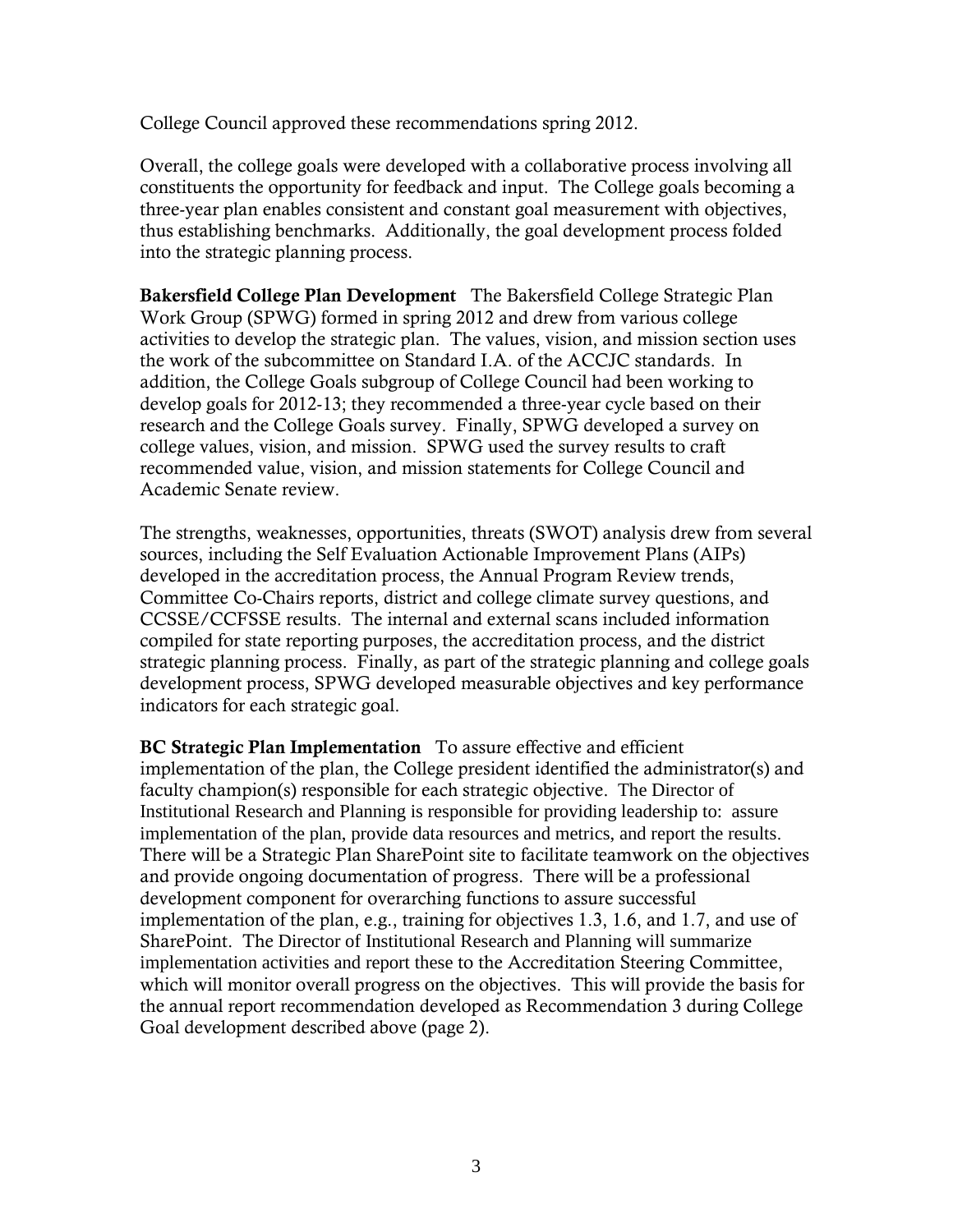College Council approved these recommendations spring 2012.

Overall, the college goals were developed with a collaborative process involving all constituents the opportunity for feedback and input. The College goals becoming a three-year plan enables consistent and constant goal measurement with objectives, thus establishing benchmarks. Additionally, the goal development process folded into the strategic planning process.

**Bakersfield College Plan Development** The Bakersfield College Strategic Plan Work Group (SPWG) formed in spring 2012 and drew from various college activities to develop the strategic plan. The values, vision, and mission section uses the work of the subcommittee on Standard I.A. of the ACCJC standards. In addition, the College Goals subgroup of College Council had been working to develop goals for 2012-13; they recommended a three-year cycle based on their research and the College Goals survey. Finally, SPWG developed a survey on college values, vision, and mission. SPWG used the survey results to craft recommended value, vision, and mission statements for College Council and Academic Senate review.

The strengths, weaknesses, opportunities, threats (SWOT) analysis drew from several sources, including the Self Evaluation Actionable Improvement Plans (AIPs) developed in the accreditation process, the Annual Program Review trends, Committee Co-Chairs reports, district and college climate survey questions, and CCSSE/CCFSSE results. The internal and external scans included information compiled for state reporting purposes, the accreditation process, and the district strategic planning process. Finally, as part of the strategic planning and college goals development process, SPWG developed measurable objectives and key performance indicators for each strategic goal.

**BC Strategic Plan Implementation** To assure effective and efficient implementation of the plan, the College president identified the administrator(s) and faculty champion(s) responsible for each strategic objective. The Director of Institutional Research and Planning is responsible for providing leadership to: assure implementation of the plan, provide data resources and metrics, and report the results. There will be a Strategic Plan SharePoint site to facilitate teamwork on the objectives and provide ongoing documentation of progress. There will be a professional development component for overarching functions to assure successful implementation of the plan, e.g., training for objectives 1.3, 1.6, and 1.7, and use of SharePoint. The Director of Institutional Research and Planning will summarize implementation activities and report these to the Accreditation Steering Committee, which will monitor overall progress on the objectives. This will provide the basis for the annual report recommendation developed as Recommendation 3 during College Goal development described above (page 2).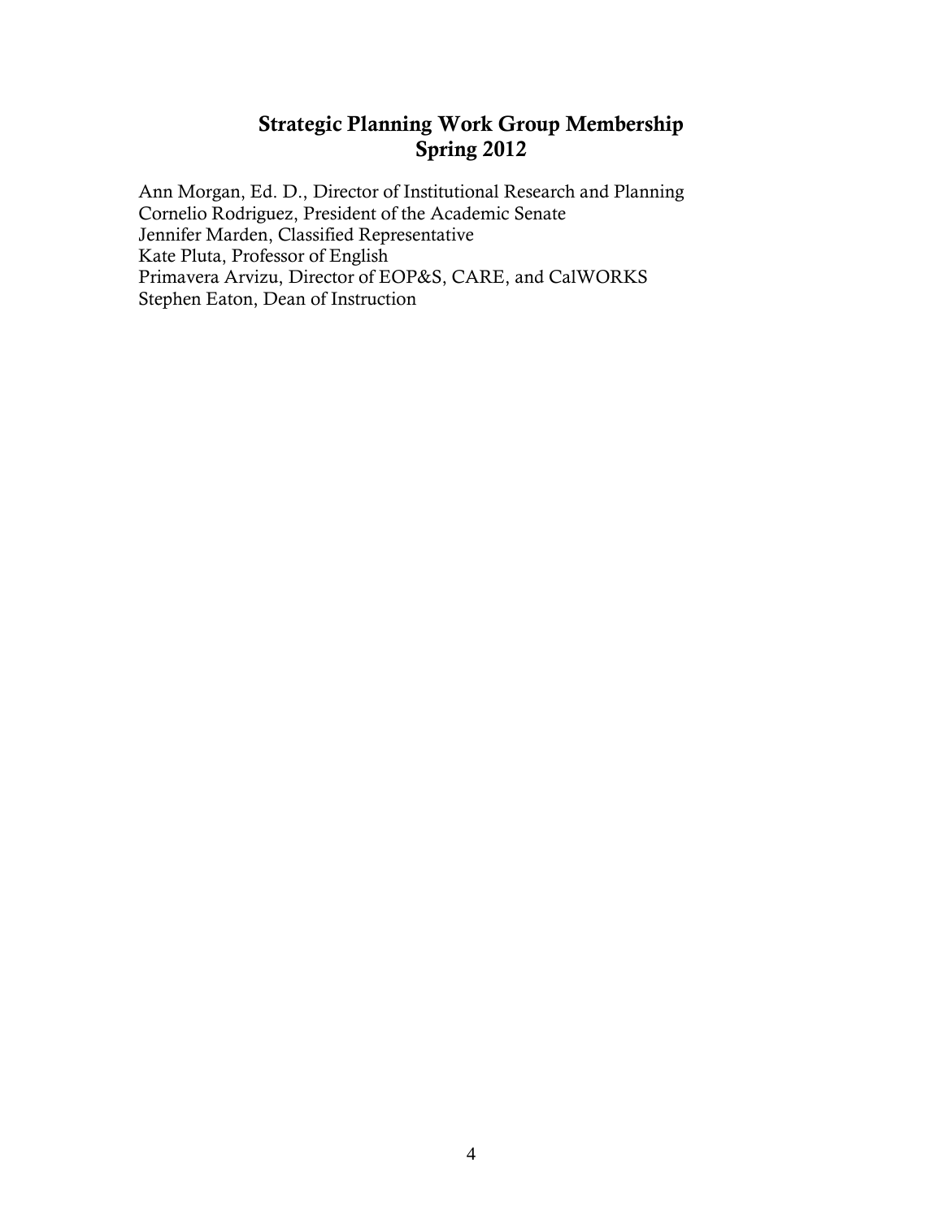## Strategic Planning Work Group Membership
## Spring 2012

Ann Morgan, Ed. D., Director of Institutional Research and Planning
Cornelio Rodriguez, President of the Academic Senate
Jennifer Marden, Classified Representative
Kate Pluta, Professor of English
Primavera Arvizu, Director of EOP&S, CARE, and CalWORKS
Stephen Eaton, Dean of Instruction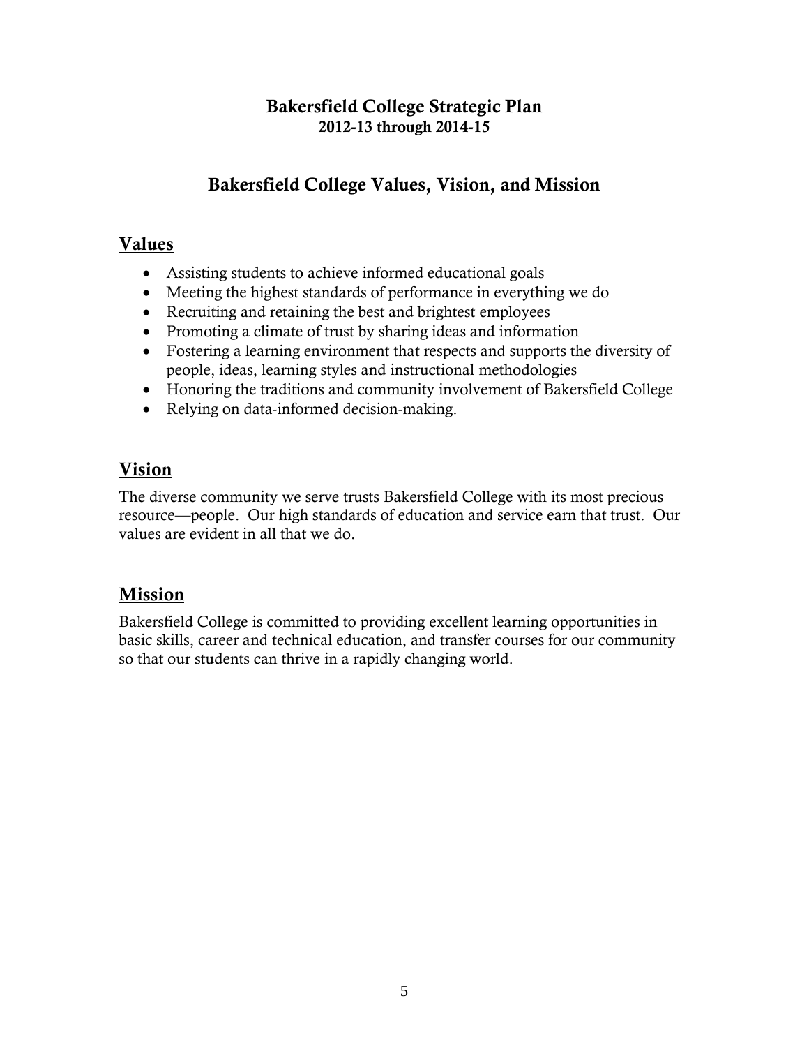# Bakersfield College Strategic Plan
## 2012-13 through 2014-15

## Bakersfield College Values, Vision, and Mission

### Values

- Assisting students to achieve informed educational goals
- Meeting the highest standards of performance in everything we do
- Recruiting and retaining the best and brightest employees
- Promoting a climate of trust by sharing ideas and information
- Fostering a learning environment that respects and supports the diversity of people, ideas, learning styles and instructional methodologies
- Honoring the traditions and community involvement of Bakersfield College
- Relying on data-informed decision-making.

### Vision

The diverse community we serve trusts Bakersfield College with its most precious resource—people. Our high standards of education and service earn that trust. Our values are evident in all that we do.

### Mission

Bakersfield College is committed to providing excellent learning opportunities in basic skills, career and technical education, and transfer courses for our community so that our students can thrive in a rapidly changing world.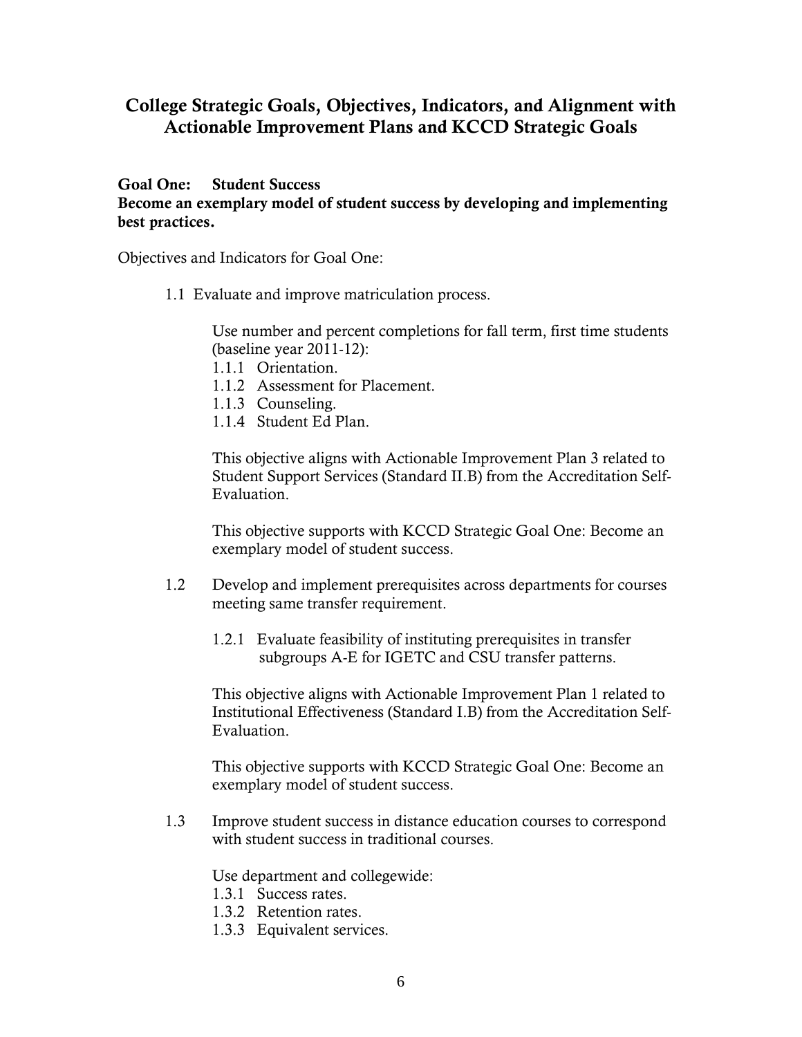## College Strategic Goals, Objectives, Indicators, and Alignment with Actionable Improvement Plans and KCCD Strategic Goals

**Goal One: Student Success**
**Become an exemplary model of student success by developing and implementing best practices.**

Objectives and Indicators for Goal One:

1.1 Evaluate and improve matriculation process.

Use number and percent completions for fall term, first time students (baseline year 2011-12):

1.1.1 Orientation.
1.1.2 Assessment for Placement.
1.1.3 Counseling.
1.1.4 Student Ed Plan.

This objective aligns with Actionable Improvement Plan 3 related to Student Support Services (Standard II.B) from the Accreditation Self-Evaluation.

This objective supports with KCCD Strategic Goal One: Become an exemplary model of student success.

1.2 Develop and implement prerequisites across departments for courses meeting same transfer requirement.

1.2.1 Evaluate feasibility of instituting prerequisites in transfer subgroups A-E for IGETC and CSU transfer patterns.

This objective aligns with Actionable Improvement Plan 1 related to Institutional Effectiveness (Standard I.B) from the Accreditation Self-Evaluation.

This objective supports with KCCD Strategic Goal One: Become an exemplary model of student success.

1.3 Improve student success in distance education courses to correspond with student success in traditional courses.

Use department and collegewide:

1.3.1 Success rates.
1.3.2 Retention rates.
1.3.3 Equivalent services.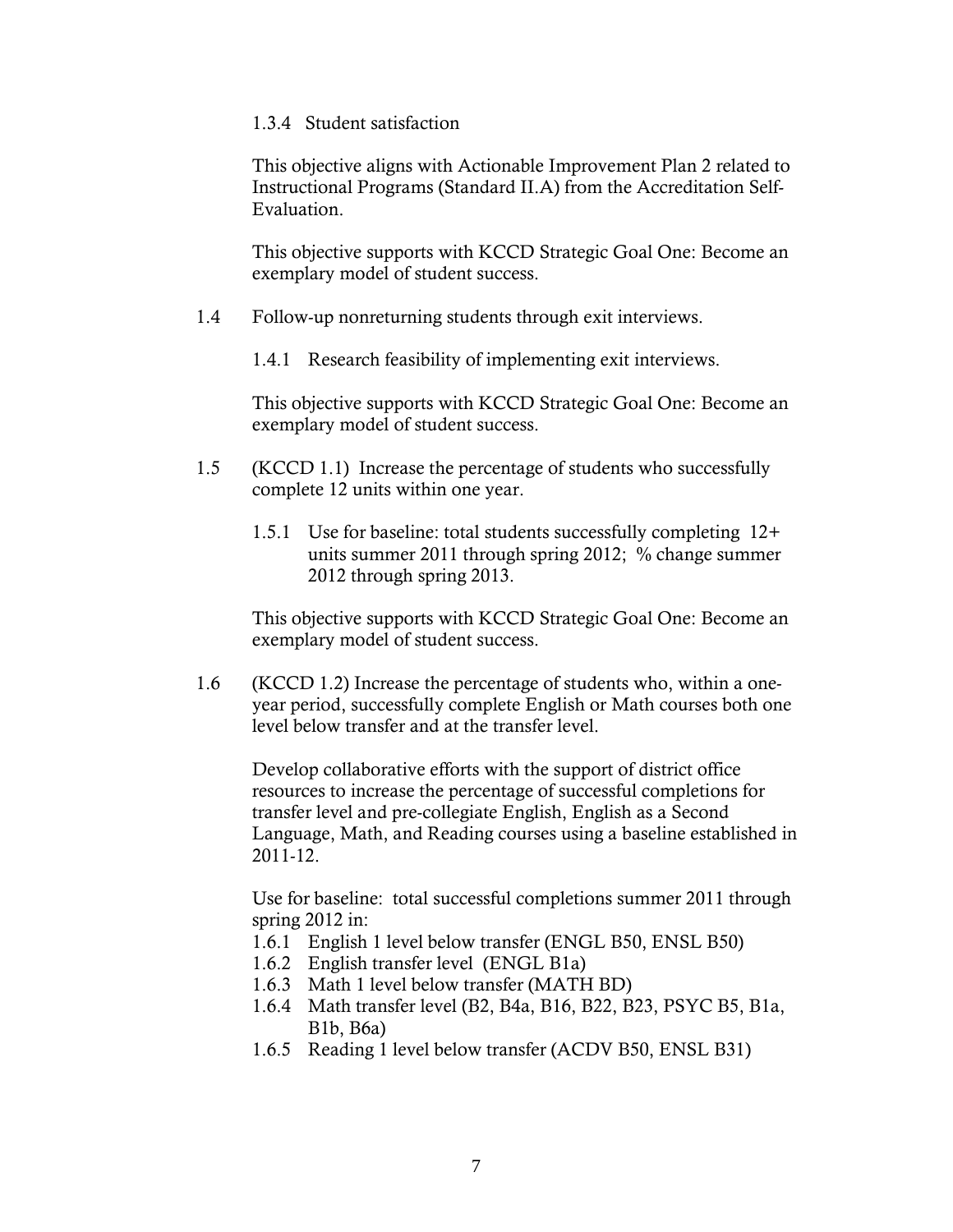1.3.4 Student satisfaction

This objective aligns with Actionable Improvement Plan 2 related to Instructional Programs (Standard II.A) from the Accreditation Self-Evaluation.

This objective supports with KCCD Strategic Goal One: Become an exemplary model of student success.

1.4 Follow-up nonreturning students through exit interviews.

1.4.1 Research feasibility of implementing exit interviews.

This objective supports with KCCD Strategic Goal One: Become an exemplary model of student success.

1.5 (KCCD 1.1) Increase the percentage of students who successfully complete 12 units within one year.

1.5.1 Use for baseline: total students successfully completing 12+ units summer 2011 through spring 2012; % change summer 2012 through spring 2013.

This objective supports with KCCD Strategic Goal One: Become an exemplary model of student success.

1.6 (KCCD 1.2) Increase the percentage of students who, within a one-year period, successfully complete English or Math courses both one level below transfer and at the transfer level.

Develop collaborative efforts with the support of district office resources to increase the percentage of successful completions for transfer level and pre-collegiate English, English as a Second Language, Math, and Reading courses using a baseline established in 2011-12.

Use for baseline: total successful completions summer 2011 through spring 2012 in:

1.6.1 English 1 level below transfer (ENGL B50, ENSL B50)
1.6.2 English transfer level (ENGL B1a)
1.6.3 Math 1 level below transfer (MATH BD)
1.6.4 Math transfer level (B2, B4a, B16, B22, B23, PSYC B5, B1a, B1b, B6a)
1.6.5 Reading 1 level below transfer (ACDV B50, ENSL B31)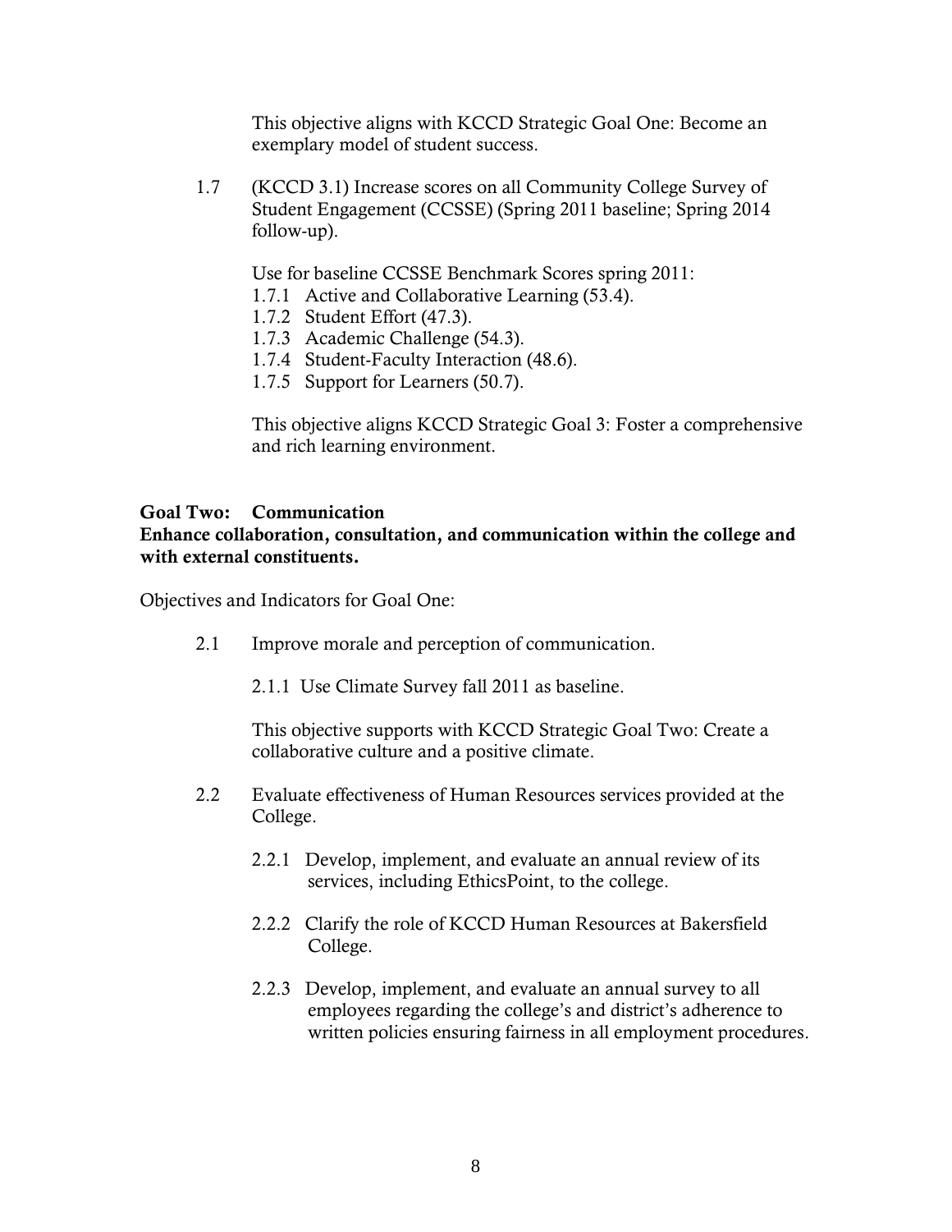This objective aligns with KCCD Strategic Goal One: Become an exemplary model of student success.

1.7 (KCCD 3.1) Increase scores on all Community College Survey of Student Engagement (CCSSE) (Spring 2011 baseline; Spring 2014 follow-up).

Use for baseline CCSSE Benchmark Scores spring 2011:

- 1.7.1 Active and Collaborative Learning (53.4).
- 1.7.2 Student Effort (47.3).
- 1.7.3 Academic Challenge (54.3).
- 1.7.4 Student-Faculty Interaction (48.6).
- 1.7.5 Support for Learners (50.7).

This objective aligns KCCD Strategic Goal 3: Foster a comprehensive and rich learning environment.

**Goal Two: Communication**
**Enhance collaboration, consultation, and communication within the college and with external constituents.**

Objectives and Indicators for Goal One:

2.1 Improve morale and perception of communication.

2.1.1 Use Climate Survey fall 2011 as baseline.

This objective supports with KCCD Strategic Goal Two: Create a collaborative culture and a positive climate.

2.2 Evaluate effectiveness of Human Resources services provided at the College.

2.2.1 Develop, implement, and evaluate an annual review of its services, including EthicsPoint, to the college.

2.2.2 Clarify the role of KCCD Human Resources at Bakersfield College.

2.2.3 Develop, implement, and evaluate an annual survey to all employees regarding the college's and district's adherence to written policies ensuring fairness in all employment procedures.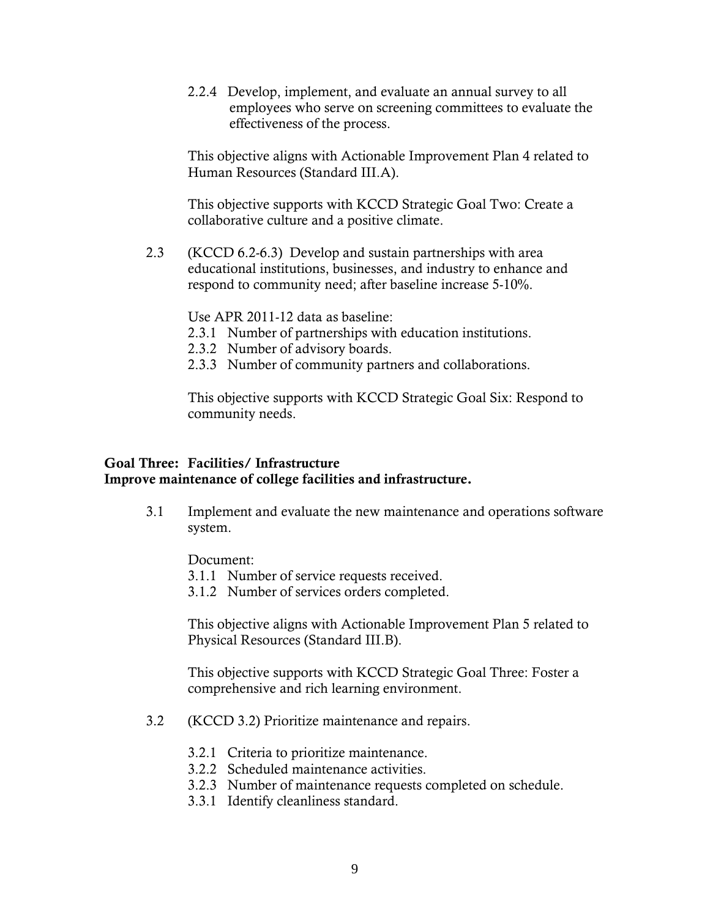2.2.4 Develop, implement, and evaluate an annual survey to all employees who serve on screening committees to evaluate the effectiveness of the process.

This objective aligns with Actionable Improvement Plan 4 related to Human Resources (Standard III.A).

This objective supports with KCCD Strategic Goal Two: Create a collaborative culture and a positive climate.

2.3 (KCCD 6.2-6.3) Develop and sustain partnerships with area educational institutions, businesses, and industry to enhance and respond to community need; after baseline increase 5-10%.

Use APR 2011-12 data as baseline:

2.3.1 Number of partnerships with education institutions.
2.3.2 Number of advisory boards.
2.3.3 Number of community partners and collaborations.

This objective supports with KCCD Strategic Goal Six: Respond to community needs.

**Goal Three: Facilities/ Infrastructure**
**Improve maintenance of college facilities and infrastructure.**

3.1 Implement and evaluate the new maintenance and operations software system.

Document:

3.1.1 Number of service requests received.
3.1.2 Number of services orders completed.

This objective aligns with Actionable Improvement Plan 5 related to Physical Resources (Standard III.B).

This objective supports with KCCD Strategic Goal Three: Foster a comprehensive and rich learning environment.

3.2 (KCCD 3.2) Prioritize maintenance and repairs.

3.2.1 Criteria to prioritize maintenance.
3.2.2 Scheduled maintenance activities.
3.2.3 Number of maintenance requests completed on schedule.
3.3.1 Identify cleanliness standard.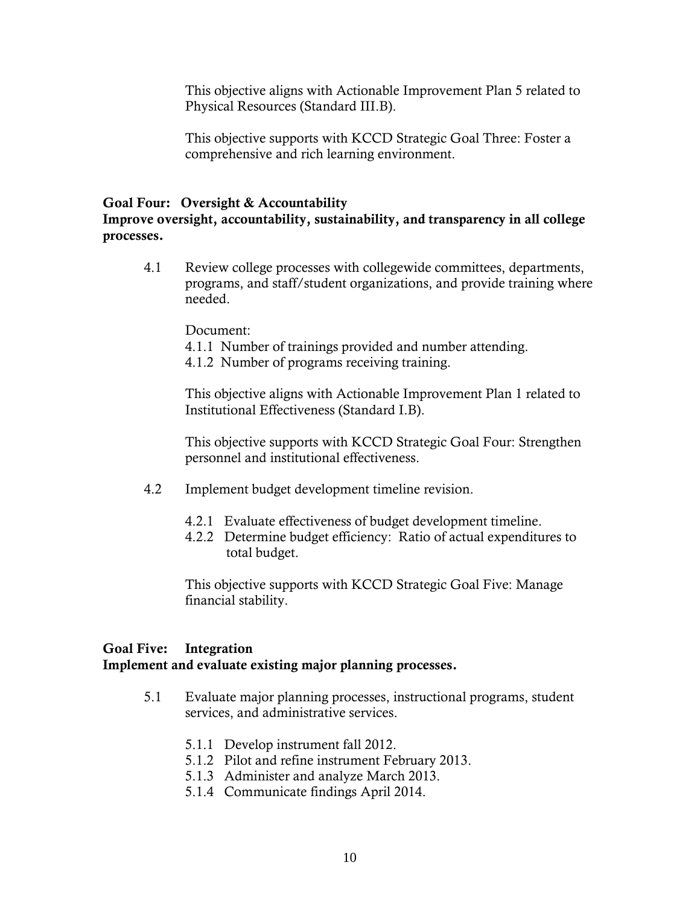This objective aligns with Actionable Improvement Plan 5 related to Physical Resources (Standard III.B).

This objective supports with KCCD Strategic Goal Three: Foster a comprehensive and rich learning environment.

**Goal Four: Oversight & Accountability**
**Improve oversight, accountability, sustainability, and transparency in all college processes.**

4.1 Review college processes with collegewide committees, departments, programs, and staff/student organizations, and provide training where needed.

Document:
4.1.1 Number of trainings provided and number attending.
4.1.2 Number of programs receiving training.

This objective aligns with Actionable Improvement Plan 1 related to Institutional Effectiveness (Standard I.B).

This objective supports with KCCD Strategic Goal Four: Strengthen personnel and institutional effectiveness.

4.2 Implement budget development timeline revision.

4.2.1 Evaluate effectiveness of budget development timeline.
4.2.2 Determine budget efficiency: Ratio of actual expenditures to total budget.

This objective supports with KCCD Strategic Goal Five: Manage financial stability.

**Goal Five: Integration**
**Implement and evaluate existing major planning processes.**

5.1 Evaluate major planning processes, instructional programs, student services, and administrative services.

5.1.1 Develop instrument fall 2012.
5.1.2 Pilot and refine instrument February 2013.
5.1.3 Administer and analyze March 2013.
5.1.4 Communicate findings April 2014.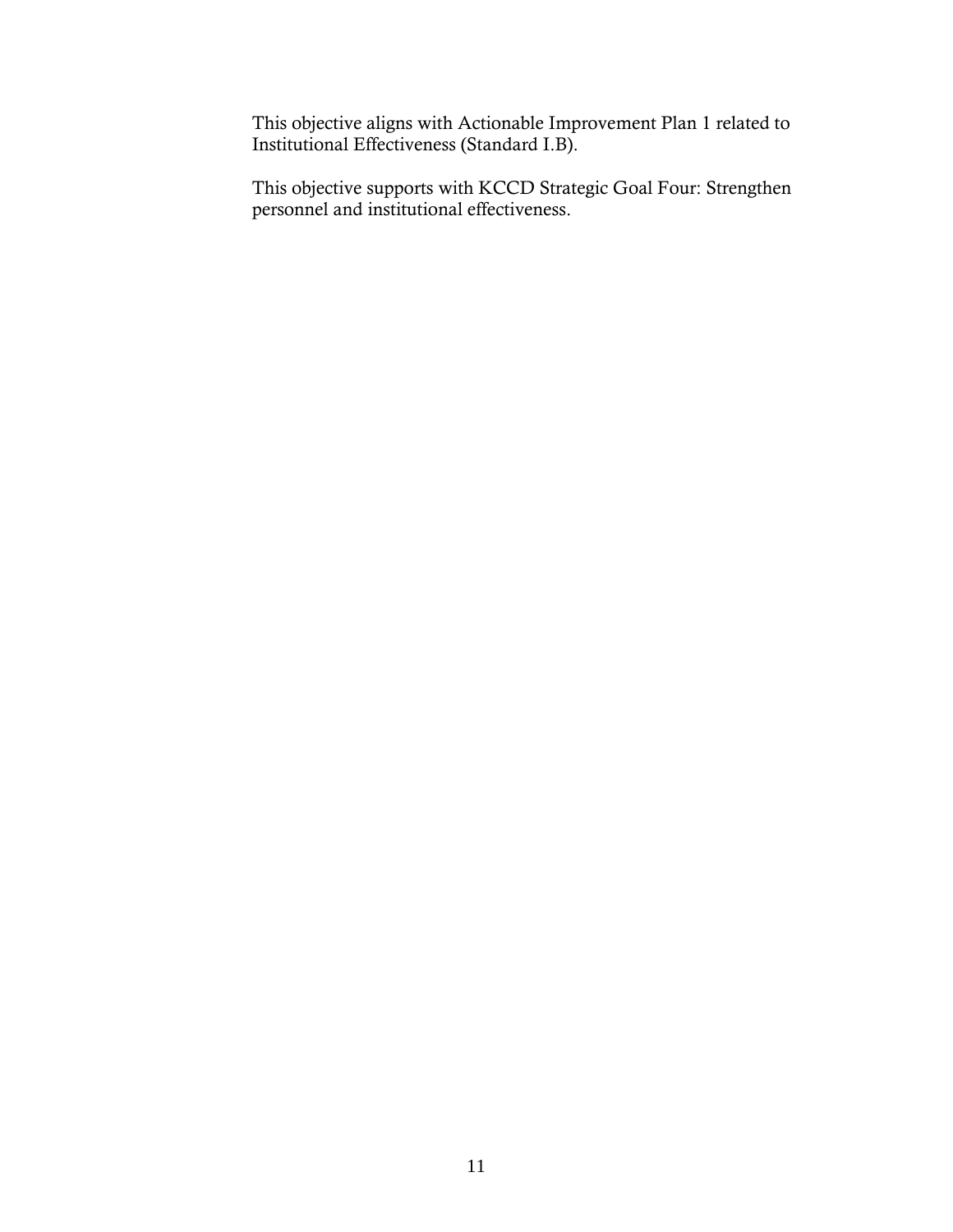This objective aligns with Actionable Improvement Plan 1 related to Institutional Effectiveness (Standard I.B).

This objective supports with KCCD Strategic Goal Four: Strengthen personnel and institutional effectiveness.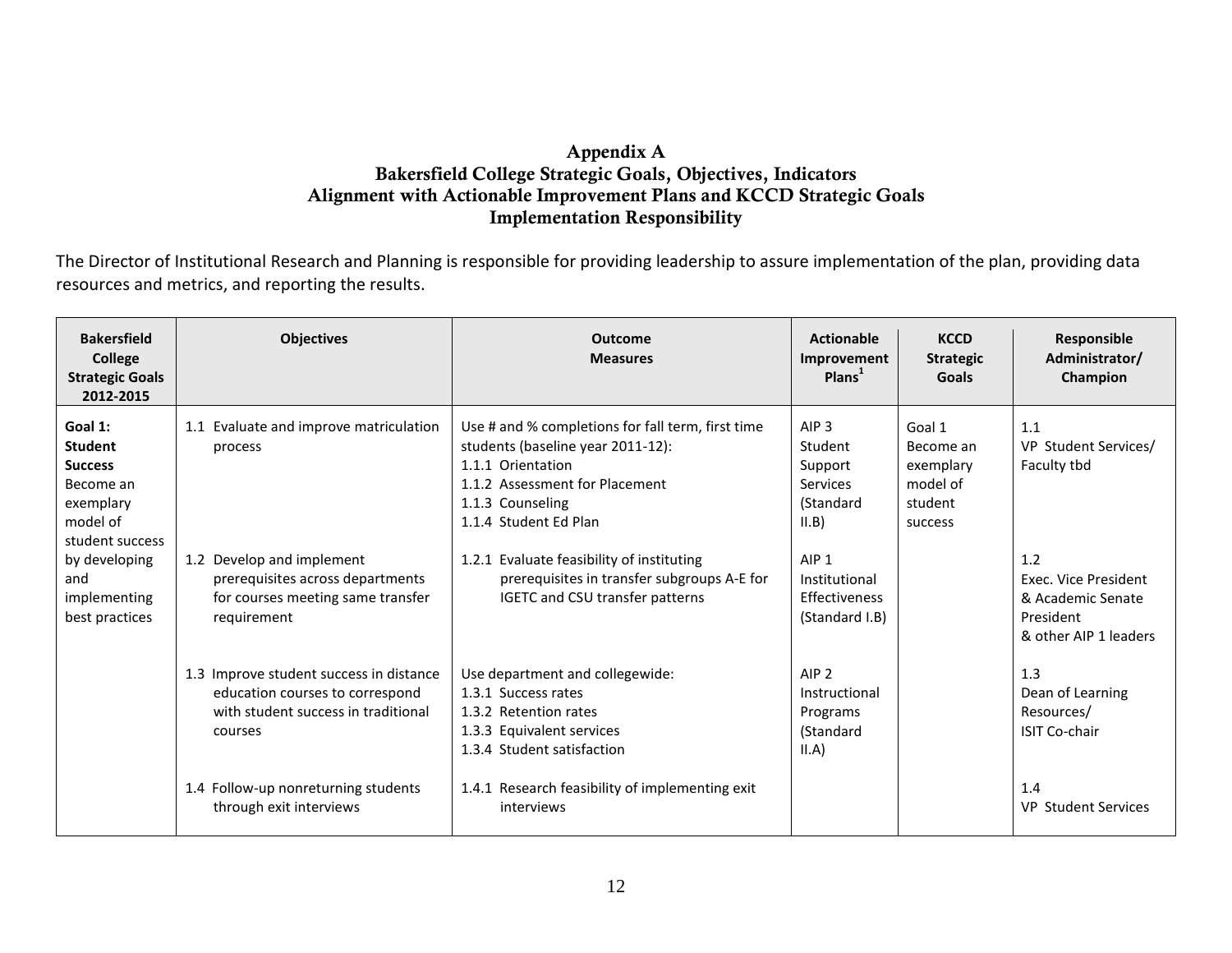# Appendix A
## Bakersfield College Strategic Goals, Objectives, Indicators
## Alignment with Actionable Improvement Plans and KCCD Strategic Goals
## Implementation Responsibility

The Director of Institutional Research and Planning is responsible for providing leadership to assure implementation of the plan, providing data resources and metrics, and reporting the results.

| Bakersfield College Strategic Goals 2012-2015 | Objectives | Outcome Measures | Actionable Improvement Plans[1] | KCCD Strategic Goals | Responsible Administrator/ Champion |
|---|---|---|---|---|---|
| **Goal 1: Student Success** Become an exemplary model of student success by developing and implementing best practices | 1.1 Evaluate and improve matriculation process | Use # and % completions for fall term, first time students (baseline year 2011-12):<br>1.1.1 Orientation<br>1.1.2 Assessment for Placement<br>1.1.3 Counseling<br>1.1.4 Student Ed Plan | AIP 3 Student Support Services (Standard II.B) | Goal 1 Become an exemplary model of student success | 1.1 VP Student Services/ Faculty tbd |
| | 1.2 Develop and implement prerequisites across departments for courses meeting same transfer requirement | 1.2.1 Evaluate feasibility of instituting prerequisites in transfer subgroups A-E for IGETC and CSU transfer patterns | AIP 1 Institutional Effectiveness (Standard I.B) | | 1.2 Exec. Vice President & Academic Senate President & other AIP 1 leaders |
| | 1.3 Improve student success in distance education courses to correspond with student success in traditional courses | Use department and collegewide:<br>1.3.1 Success rates<br>1.3.2 Retention rates<br>1.3.3 Equivalent services<br>1.3.4 Student satisfaction | AIP 2 Instructional Programs (Standard II.A) | | 1.3 Dean of Learning Resources/ ISIT Co-chair |
| | 1.4 Follow-up nonreturning students through exit interviews | 1.4.1 Research feasibility of implementing exit interviews | | | 1.4 VP Student Services |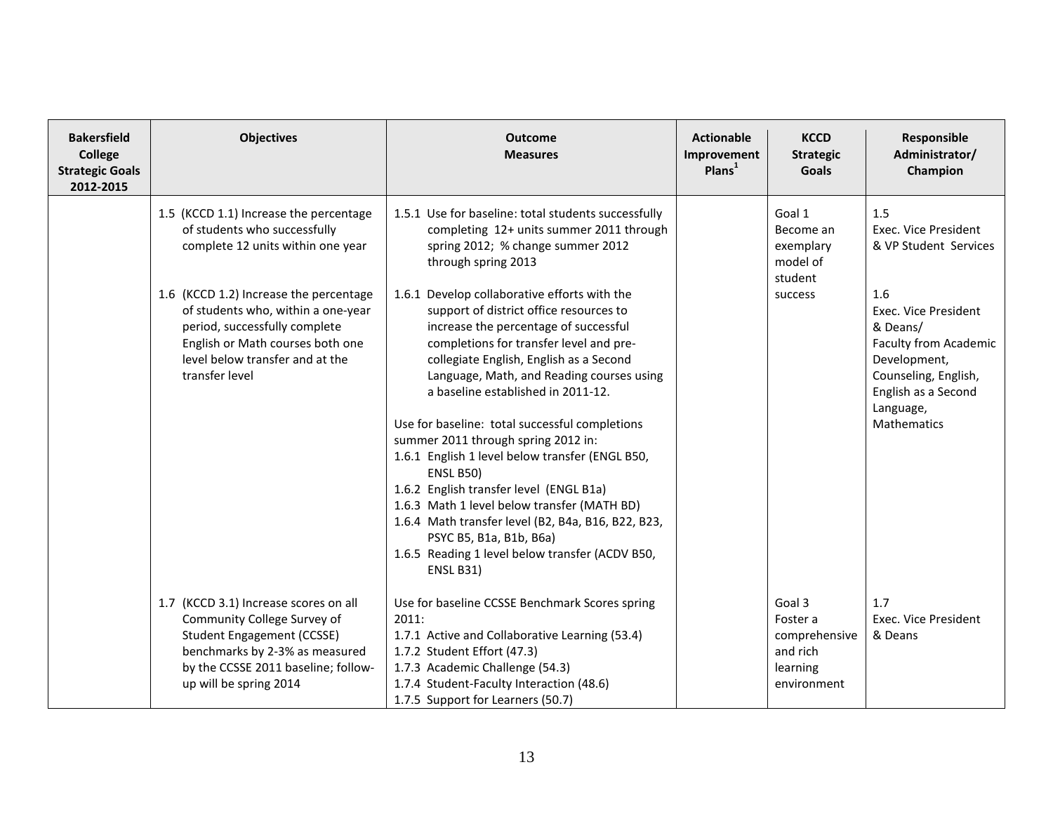| Bakersfield College Strategic Goals 2012-2015 | Objectives | Outcome Measures | Actionable Improvement Plans[1] | KCCD Strategic Goals | Responsible Administrator/ Champion |
|---|---|---|---|---|---|
| | 1.5 (KCCD 1.1) Increase the percentage of students who successfully complete 12 units within one year | 1.5.1 Use for baseline: total students successfully completing 12+ units summer 2011 through spring 2012; % change summer 2012 through spring 2013 | | Goal 1 Become an exemplary model of student success | 1.5 Exec. Vice President & VP Student Services |
| | 1.6 (KCCD 1.2) Increase the percentage of students who, within a one-year period, successfully complete English or Math courses both one level below transfer and at the transfer level | 1.6.1 Develop collaborative efforts with the support of district office resources to increase the percentage of successful completions for transfer level and pre-collegiate English, English as a Second Language, Math, and Reading courses using a baseline established in 2011-12.<br><br>Use for baseline: total successful completions summer 2011 through spring 2012 in:<br>1.6.1 English 1 level below transfer (ENGL B50, ENSL B50)<br>1.6.2 English transfer level (ENGL B1a)<br>1.6.3 Math 1 level below transfer (MATH BD)<br>1.6.4 Math transfer level (B2, B4a, B16, B22, B23, PSYC B5, B1a, B1b, B6a)<br>1.6.5 Reading 1 level below transfer (ACDV B50, ENSL B31) | | | 1.6 Exec. Vice President & Deans/ Faculty from Academic Development, Counseling, English, English as a Second Language, Mathematics |
| | 1.7 (KCCD 3.1) Increase scores on all Community College Survey of Student Engagement (CCSSE) benchmarks by 2-3% as measured by the CCSSE 2011 baseline; follow-up will be spring 2014 | Use for baseline CCSSE Benchmark Scores spring 2011:<br>1.7.1 Active and Collaborative Learning (53.4)<br>1.7.2 Student Effort (47.3)<br>1.7.3 Academic Challenge (54.3)<br>1.7.4 Student-Faculty Interaction (48.6)<br>1.7.5 Support for Learners (50.7) | | Goal 3 Foster a comprehensive and rich learning environment | 1.7 Exec. Vice President & Deans |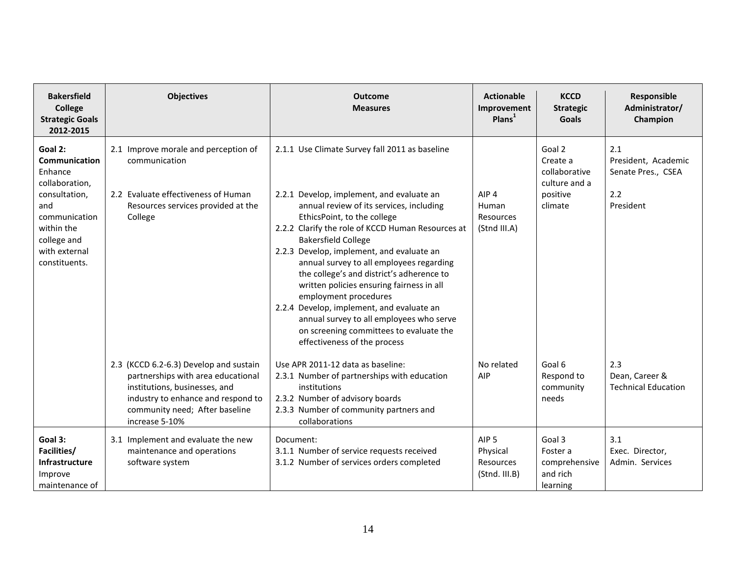| Bakersfield College Strategic Goals 2012-2015 | Objectives | Outcome Measures | Actionable Improvement Plans[1] | KCCD Strategic Goals | Responsible Administrator/ Champion |
|---|---|---|---|---|---|
| **Goal 2: Communication** Enhance collaboration, consultation, and communication within the college and with external constituents. | 2.1 Improve morale and perception of communication | 2.1.1 Use Climate Survey fall 2011 as baseline | | Goal 2 Create a collaborative culture and a positive climate | 2.1 President, Academic Senate Pres., CSEA |
| | 2.2 Evaluate effectiveness of Human Resources services provided at the College | 2.2.1 Develop, implement, and evaluate an annual review of its services, including EthicsPoint, to the college<br>2.2.2 Clarify the role of KCCD Human Resources at Bakersfield College<br>2.2.3 Develop, implement, and evaluate an annual survey to all employees regarding the college's and district's adherence to written policies ensuring fairness in all employment procedures<br>2.2.4 Develop, implement, and evaluate an annual survey to all employees who serve on screening committees to evaluate the effectiveness of the process | AIP 4 Human Resources (Stnd III.A) | | 2.2 President |
| | 2.3 (KCCD 6.2-6.3) Develop and sustain partnerships with area educational institutions, businesses, and industry to enhance and respond to community need; After baseline increase 5-10% | Use APR 2011-12 data as baseline:<br>2.3.1 Number of partnerships with education institutions<br>2.3.2 Number of advisory boards<br>2.3.3 Number of community partners and collaborations | No related AIP | Goal 6 Respond to community needs | 2.3 Dean, Career & Technical Education |
| **Goal 3: Facilities/ Infrastructure** Improve maintenance of | 3.1 Implement and evaluate the new maintenance and operations software system | Document:<br>3.1.1 Number of service requests received<br>3.1.2 Number of services orders completed | AIP 5 Physical Resources (Stnd. III.B) | Goal 3 Foster a comprehensive and rich learning | 3.1 Exec. Director, Admin. Services |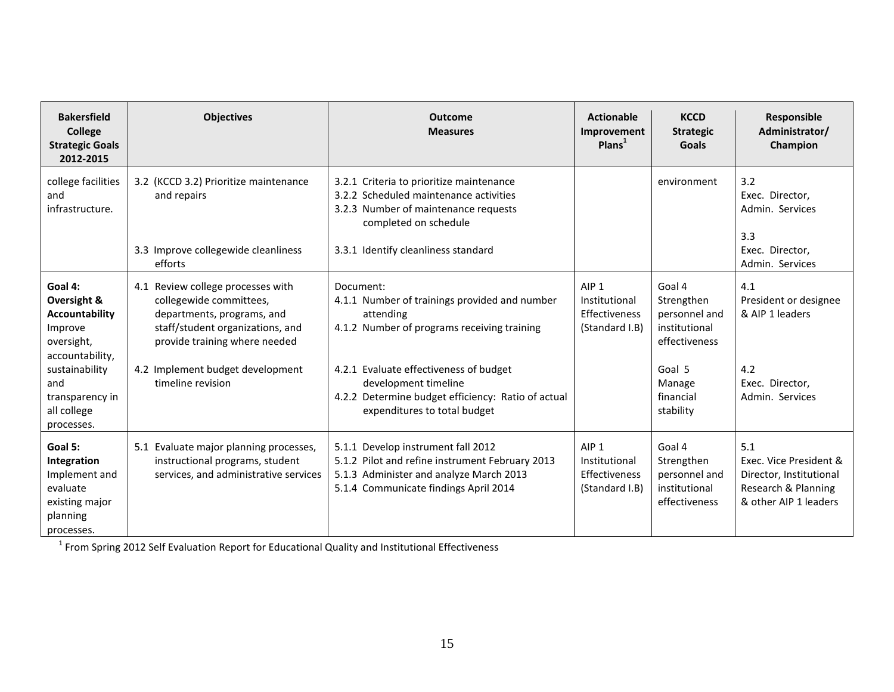| Bakersfield College Strategic Goals 2012-2015 | Objectives | Outcome Measures | Actionable Improvement Plans[1] | KCCD Strategic Goals | Responsible Administrator/ Champion |
|---|---|---|---|---|---|
| college facilities and infrastructure. | 3.2 (KCCD 3.2) Prioritize maintenance and repairs<br><br>3.3 Improve collegewide cleanliness efforts | 3.2.1 Criteria to prioritize maintenance<br>3.2.2 Scheduled maintenance activities<br>3.2.3 Number of maintenance requests completed on schedule<br><br>3.3.1 Identify cleanliness standard | | environment | 3.2<br>Exec. Director, Admin. Services<br><br>3.3<br>Exec. Director, Admin. Services |
| **Goal 4: Oversight & Accountability** Improve oversight, accountability, sustainability and transparency in all college processes. | 4.1 Review college processes with collegewide committees, departments, programs, and staff/student organizations, and provide training where needed<br><br>4.2 Implement budget development timeline revision | Document:<br>4.1.1 Number of trainings provided and number attending<br>4.1.2 Number of programs receiving training<br><br>4.2.1 Evaluate effectiveness of budget development timeline<br>4.2.2 Determine budget efficiency: Ratio of actual expenditures to total budget | AIP 1 Institutional Effectiveness (Standard I.B) | Goal 4 Strengthen personnel and institutional effectiveness<br><br>Goal 5 Manage financial stability | 4.1<br>President or designee & AIP 1 leaders<br><br>4.2<br>Exec. Director, Admin. Services |
| **Goal 5: Integration** Implement and evaluate existing major planning processes. | 5.1 Evaluate major planning processes, instructional programs, student services, and administrative services | 5.1.1 Develop instrument fall 2012<br>5.1.2 Pilot and refine instrument February 2013<br>5.1.3 Administer and analyze March 2013<br>5.1.4 Communicate findings April 2014 | AIP 1 Institutional Effectiveness (Standard I.B) | Goal 4 Strengthen personnel and institutional effectiveness | 5.1<br>Exec. Vice President & Director, Institutional Research & Planning & other AIP 1 leaders |

[1] From Spring 2012 Self Evaluation Report for Educational Quality and Institutional Effectiveness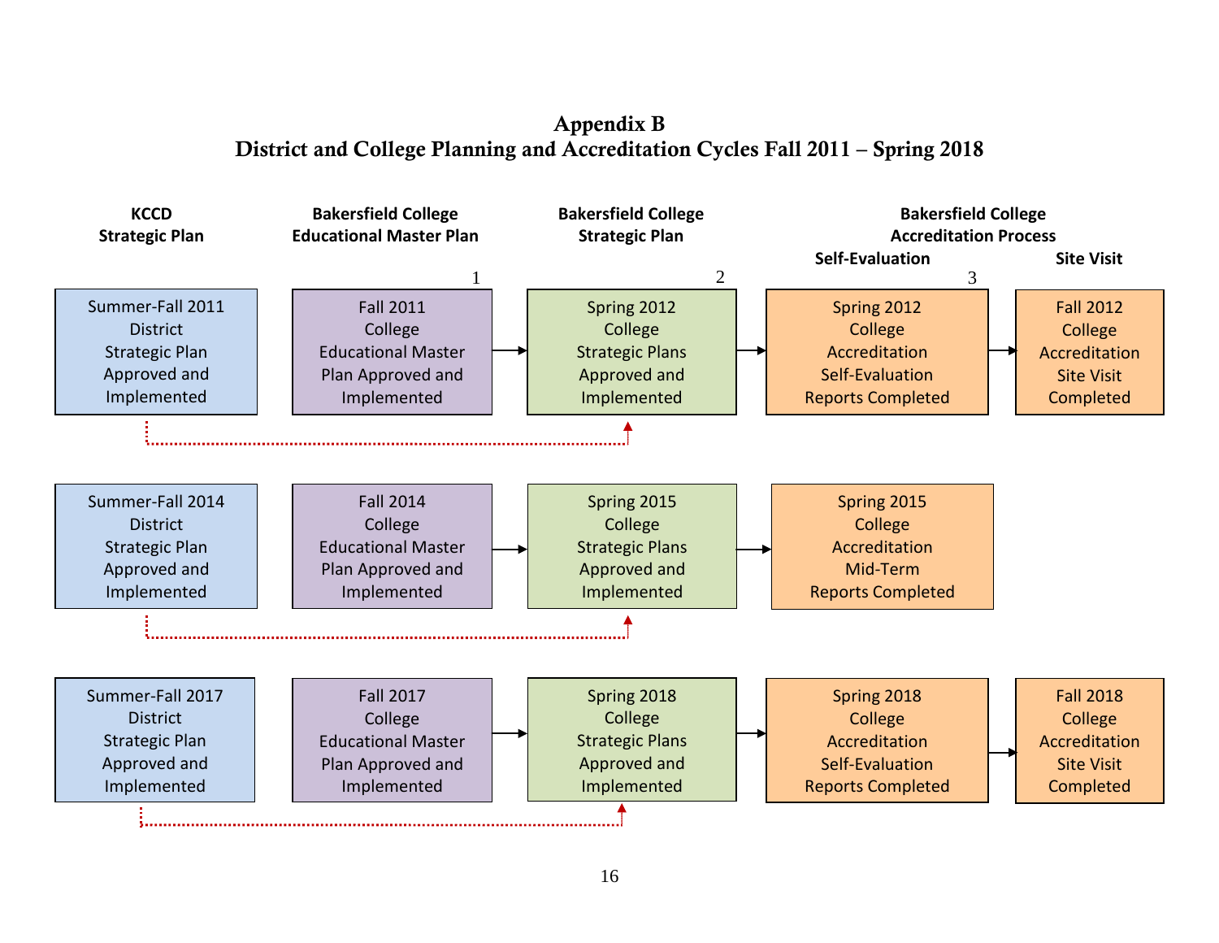# Appendix B
## District and College Planning and Accreditation Cycles Fall 2011 – Spring 2018

| KCCD Strategic Plan | Bakersfield College Educational Master Plan [1] | Bakersfield College Strategic Plan [2] | Bakersfield College Accreditation Process: Self-Evaluation [3] | Bakersfield College Accreditation Process: Site Visit |
|---|---|---|---|---|
| Summer-Fall 2011 District Strategic Plan Approved and Implemented | Fall 2011 College Educational Master Plan Approved and Implemented → | Spring 2012 College Strategic Plans Approved and Implemented → | Spring 2012 College Accreditation Self-Evaluation Reports Completed → | Fall 2012 College Accreditation Site Visit Completed |
| Summer-Fall 2014 District Strategic Plan Approved and Implemented | Fall 2014 College Educational Master Plan Approved and Implemented → | Spring 2015 College Strategic Plans Approved and Implemented → | Spring 2015 College Accreditation Mid-Term Reports Completed | |
| Summer-Fall 2017 District Strategic Plan Approved and Implemented | Fall 2017 College Educational Master Plan Approved and Implemented → | Spring 2018 College Strategic Plans Approved and Implemented → | Spring 2018 College Accreditation Self-Evaluation Reports Completed → | Fall 2018 College Accreditation Site Visit Completed |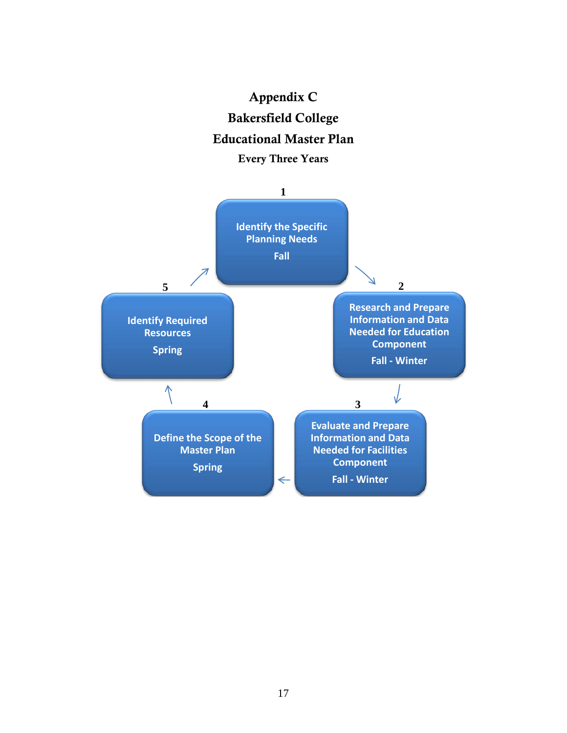# Appendix C
# Bakersfield College
# Educational Master Plan

**Every Three Years**

**1**

Identify the Specific Planning Needs

Fall

**2**

Research and Prepare Information and Data Needed for Education Component

Fall - Winter

**3**

Evaluate and Prepare Information and Data Needed for Facilities Component

Fall - Winter

**4**

Define the Scope of the Master Plan

Spring

**5**

Identify Required Resources

Spring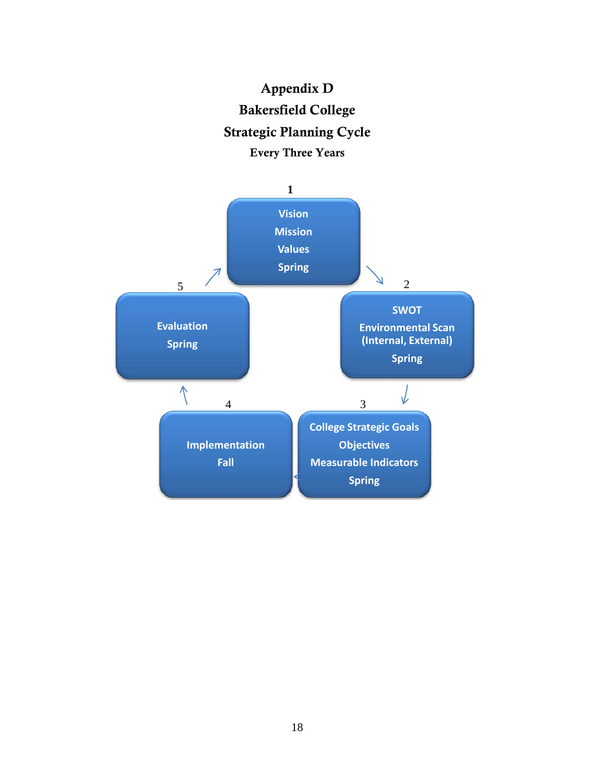# Appendix D

## Bakersfield College

## Strategic Planning Cycle

### Every Three Years

1. **Vision, Mission, Values** — Spring
2. **SWOT, Environmental Scan (Internal, External)** — Spring
3. **College Strategic Goals, Objectives, Measurable Indicators** — Spring
4. **Implementation** — Fall
5. **Evaluation** — Spring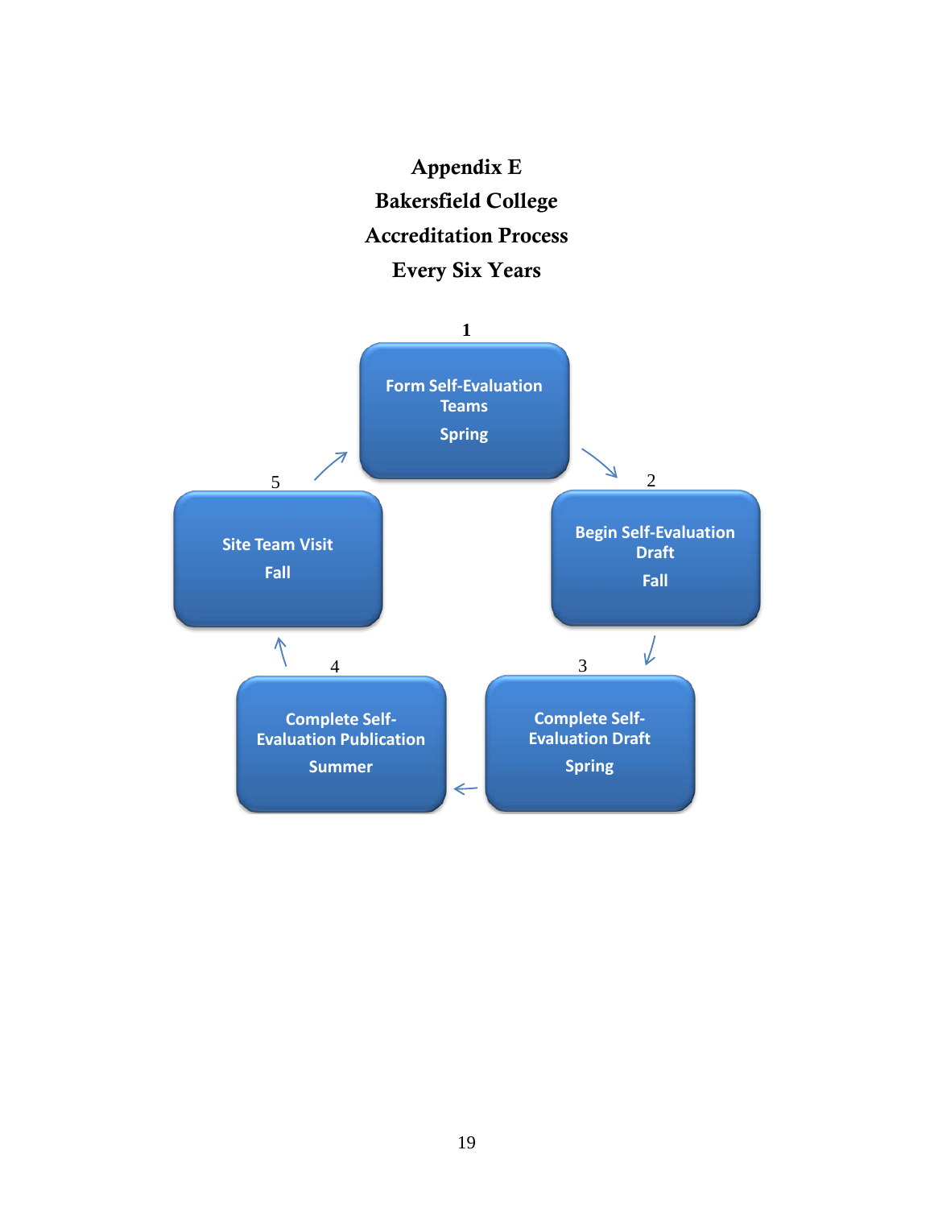# Appendix E

## Bakersfield College

## Accreditation Process

## Every Six Years

1. **Form Self-Evaluation Teams** — Spring
2. **Begin Self-Evaluation Draft** — Fall
3. **Complete Self-Evaluation Draft** — Spring
4. **Complete Self-Evaluation Publication** — Summer
5. **Site Team Visit** — Fall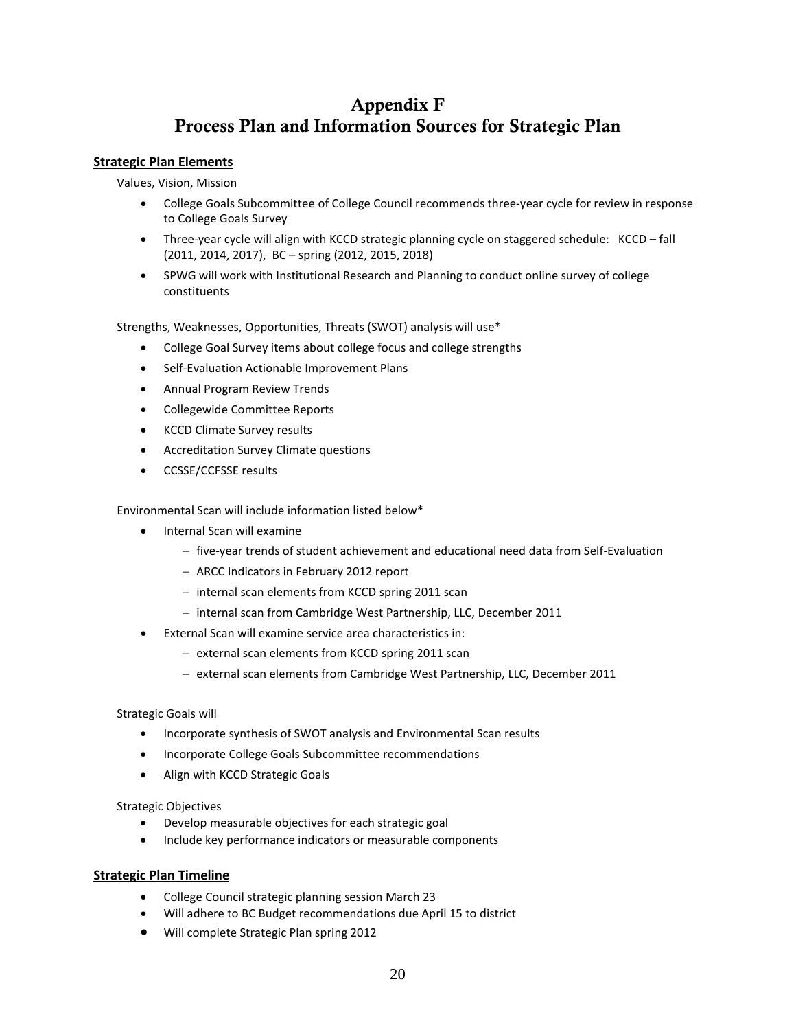# Appendix F
# Process Plan and Information Sources for Strategic Plan

**Strategic Plan Elements**

Values, Vision, Mission

- College Goals Subcommittee of College Council recommends three-year cycle for review in response to College Goals Survey
- Three-year cycle will align with KCCD strategic planning cycle on staggered schedule: KCCD – fall (2011, 2014, 2017), BC – spring (2012, 2015, 2018)
- SPWG will work with Institutional Research and Planning to conduct online survey of college constituents

Strengths, Weaknesses, Opportunities, Threats (SWOT) analysis will use*

- College Goal Survey items about college focus and college strengths
- Self-Evaluation Actionable Improvement Plans
- Annual Program Review Trends
- Collegewide Committee Reports
- KCCD Climate Survey results
- Accreditation Survey Climate questions
- CCSSE/CCFSSE results

Environmental Scan will include information listed below*

- Internal Scan will examine
  - five-year trends of student achievement and educational need data from Self-Evaluation
  - ARCC Indicators in February 2012 report
  - internal scan elements from KCCD spring 2011 scan
  - internal scan from Cambridge West Partnership, LLC, December 2011
- External Scan will examine service area characteristics in:
  - external scan elements from KCCD spring 2011 scan
  - external scan elements from Cambridge West Partnership, LLC, December 2011

Strategic Goals will

- Incorporate synthesis of SWOT analysis and Environmental Scan results
- Incorporate College Goals Subcommittee recommendations
- Align with KCCD Strategic Goals

Strategic Objectives

- Develop measurable objectives for each strategic goal
- Include key performance indicators or measurable components

**Strategic Plan Timeline**

- College Council strategic planning session March 23
- Will adhere to BC Budget recommendations due April 15 to district
- Will complete Strategic Plan spring 2012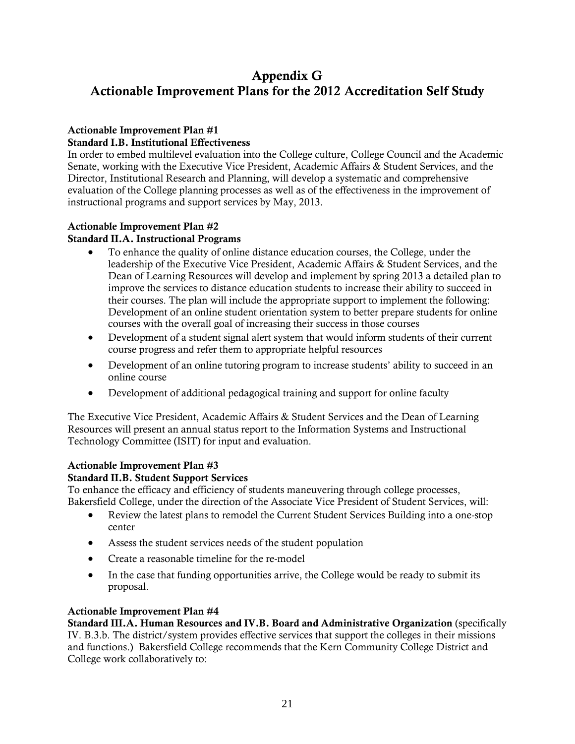# Appendix G
# Actionable Improvement Plans for the 2012 Accreditation Self Study

**Actionable Improvement Plan #1**
**Standard I.B. Institutional Effectiveness**

In order to embed multilevel evaluation into the College culture, College Council and the Academic Senate, working with the Executive Vice President, Academic Affairs & Student Services, and the Director, Institutional Research and Planning, will develop a systematic and comprehensive evaluation of the College planning processes as well as of the effectiveness in the improvement of instructional programs and support services by May, 2013.

**Actionable Improvement Plan #2**
**Standard II.A. Instructional Programs**

- To enhance the quality of online distance education courses, the College, under the leadership of the Executive Vice President, Academic Affairs & Student Services, and the Dean of Learning Resources will develop and implement by spring 2013 a detailed plan to improve the services to distance education students to increase their ability to succeed in their courses. The plan will include the appropriate support to implement the following: Development of an online student orientation system to better prepare students for online courses with the overall goal of increasing their success in those courses
- Development of a student signal alert system that would inform students of their current course progress and refer them to appropriate helpful resources
- Development of an online tutoring program to increase students' ability to succeed in an online course
- Development of additional pedagogical training and support for online faculty

The Executive Vice President, Academic Affairs & Student Services and the Dean of Learning Resources will present an annual status report to the Information Systems and Instructional Technology Committee (ISIT) for input and evaluation.

**Actionable Improvement Plan #3**
**Standard II.B. Student Support Services**

To enhance the efficacy and efficiency of students maneuvering through college processes, Bakersfield College, under the direction of the Associate Vice President of Student Services, will:

- Review the latest plans to remodel the Current Student Services Building into a one-stop center
- Assess the student services needs of the student population
- Create a reasonable timeline for the re-model
- In the case that funding opportunities arrive, the College would be ready to submit its proposal.

**Actionable Improvement Plan #4**
**Standard III.A. Human Resources and IV.B. Board and Administrative Organization** (specifically IV. B.3.b. The district/system provides effective services that support the colleges in their missions and functions.) Bakersfield College recommends that the Kern Community College District and College work collaboratively to: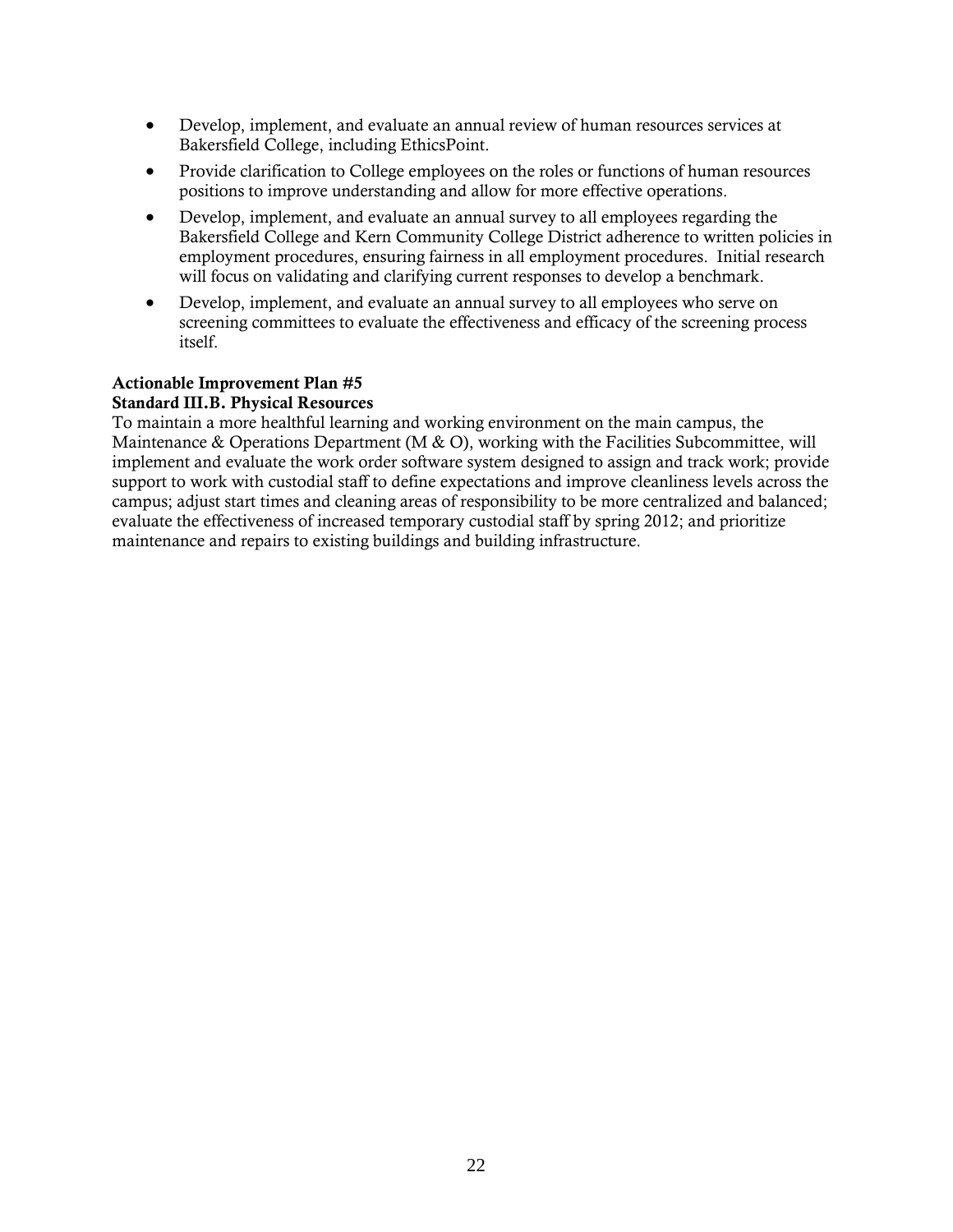- Develop, implement, and evaluate an annual review of human resources services at Bakersfield College, including EthicsPoint.
- Provide clarification to College employees on the roles or functions of human resources positions to improve understanding and allow for more effective operations.
- Develop, implement, and evaluate an annual survey to all employees regarding the Bakersfield College and Kern Community College District adherence to written policies in employment procedures, ensuring fairness in all employment procedures. Initial research will focus on validating and clarifying current responses to develop a benchmark.
- Develop, implement, and evaluate an annual survey to all employees who serve on screening committees to evaluate the effectiveness and efficacy of the screening process itself.

**Actionable Improvement Plan #5**
**Standard III.B. Physical Resources**

To maintain a more healthful learning and working environment on the main campus, the Maintenance & Operations Department (M & O), working with the Facilities Subcommittee, will implement and evaluate the work order software system designed to assign and track work; provide support to work with custodial staff to define expectations and improve cleanliness levels across the campus; adjust start times and cleaning areas of responsibility to be more centralized and balanced; evaluate the effectiveness of increased temporary custodial staff by spring 2012; and prioritize maintenance and repairs to existing buildings and building infrastructure.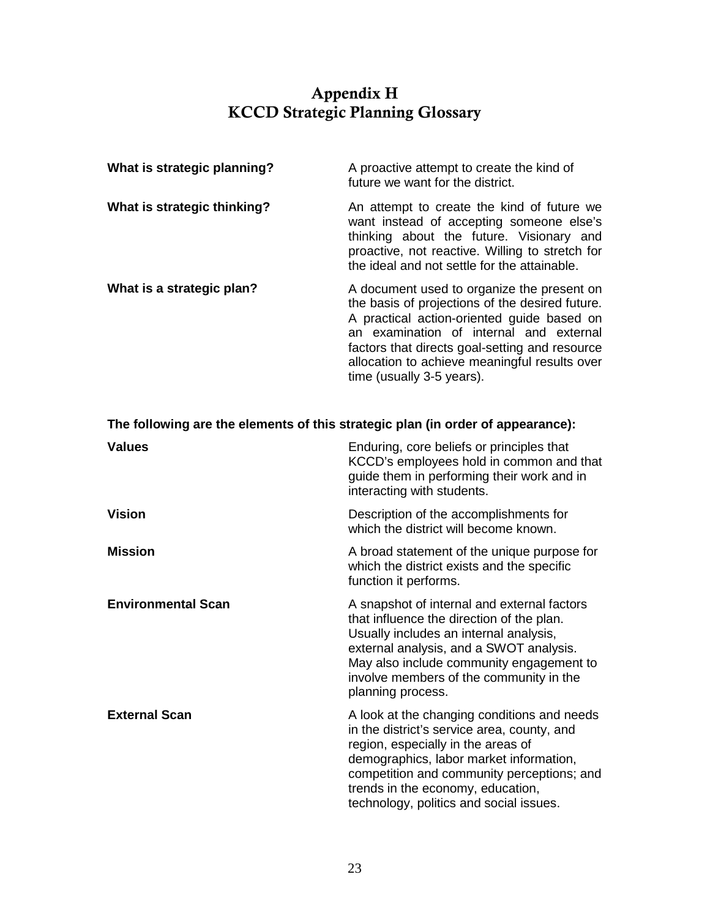# Appendix H
# KCCD Strategic Planning Glossary

**What is strategic planning?**
A proactive attempt to create the kind of future we want for the district.

**What is strategic thinking?**
An attempt to create the kind of future we want instead of accepting someone else's thinking about the future. Visionary and proactive, not reactive. Willing to stretch for the ideal and not settle for the attainable.

**What is a strategic plan?**
A document used to organize the present on the basis of projections of the desired future. A practical action-oriented guide based on an examination of internal and external factors that directs goal-setting and resource allocation to achieve meaningful results over time (usually 3-5 years).

**The following are the elements of this strategic plan (in order of appearance):**

**Values**
Enduring, core beliefs or principles that KCCD's employees hold in common and that guide them in performing their work and in interacting with students.

**Vision**
Description of the accomplishments for which the district will become known.

**Mission**
A broad statement of the unique purpose for which the district exists and the specific function it performs.

**Environmental Scan**
A snapshot of internal and external factors that influence the direction of the plan. Usually includes an internal analysis, external analysis, and a SWOT analysis. May also include community engagement to involve members of the community in the planning process.

**External Scan**
A look at the changing conditions and needs in the district's service area, county, and region, especially in the areas of demographics, labor market information, competition and community perceptions; and trends in the economy, education, technology, politics and social issues.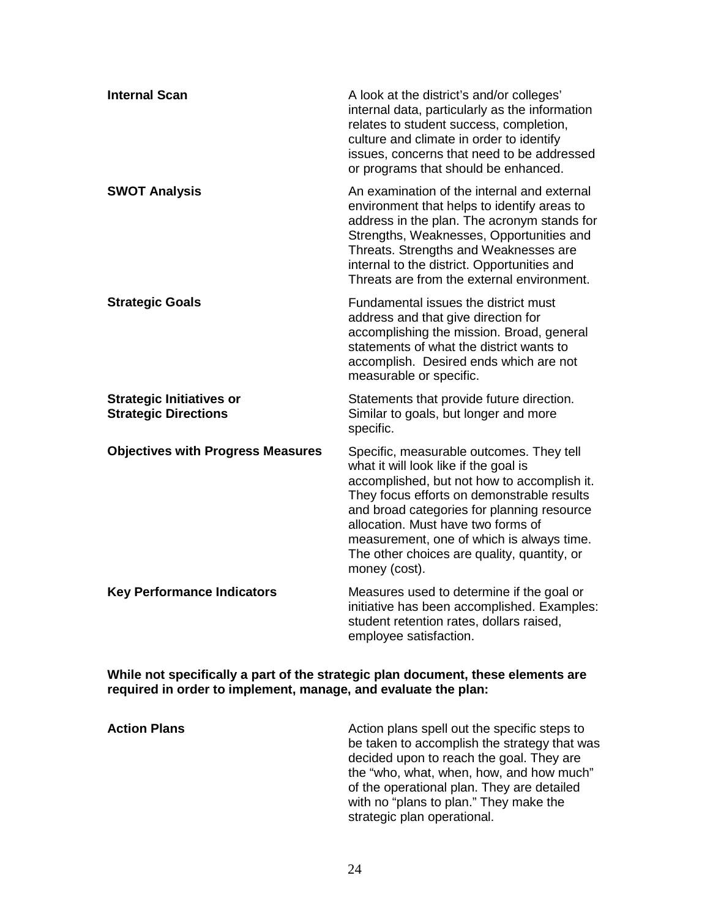| | |
|---|---|
| **Internal Scan** | A look at the district's and/or colleges' internal data, particularly as the information relates to student success, completion, culture and climate in order to identify issues, concerns that need to be addressed or programs that should be enhanced. |
| **SWOT Analysis** | An examination of the internal and external environment that helps to identify areas to address in the plan. The acronym stands for Strengths, Weaknesses, Opportunities and Threats. Strengths and Weaknesses are internal to the district. Opportunities and Threats are from the external environment. |
| **Strategic Goals** | Fundamental issues the district must address and that give direction for accomplishing the mission. Broad, general statements of what the district wants to accomplish. Desired ends which are not measurable or specific. |
| **Strategic Initiatives or Strategic Directions** | Statements that provide future direction. Similar to goals, but longer and more specific. |
| **Objectives with Progress Measures** | Specific, measurable outcomes. They tell what it will look like if the goal is accomplished, but not how to accomplish it. They focus efforts on demonstrable results and broad categories for planning resource allocation. Must have two forms of measurement, one of which is always time. The other choices are quality, quantity, or money (cost). |
| **Key Performance Indicators** | Measures used to determine if the goal or initiative has been accomplished. Examples: student retention rates, dollars raised, employee satisfaction. |

**While not specifically a part of the strategic plan document, these elements are required in order to implement, manage, and evaluate the plan:**

| | |
|---|---|
| **Action Plans** | Action plans spell out the specific steps to be taken to accomplish the strategy that was decided upon to reach the goal. They are the "who, what, when, how, and how much" of the operational plan. They are detailed with no "plans to plan." They make the strategic plan operational. |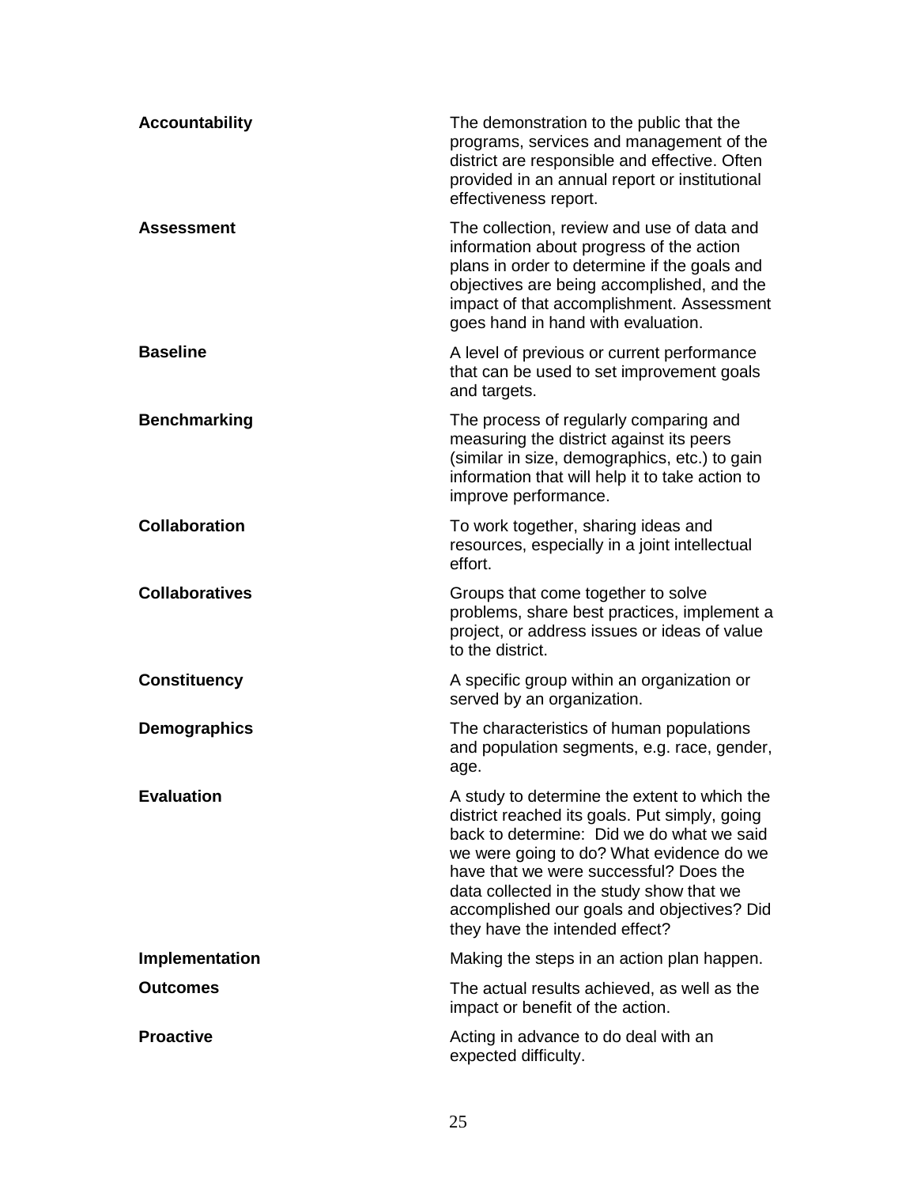| | |
|---|---|
| **Accountability** | The demonstration to the public that the programs, services and management of the district are responsible and effective. Often provided in an annual report or institutional effectiveness report. |
| **Assessment** | The collection, review and use of data and information about progress of the action plans in order to determine if the goals and objectives are being accomplished, and the impact of that accomplishment. Assessment goes hand in hand with evaluation. |
| **Baseline** | A level of previous or current performance that can be used to set improvement goals and targets. |
| **Benchmarking** | The process of regularly comparing and measuring the district against its peers (similar in size, demographics, etc.) to gain information that will help it to take action to improve performance. |
| **Collaboration** | To work together, sharing ideas and resources, especially in a joint intellectual effort. |
| **Collaboratives** | Groups that come together to solve problems, share best practices, implement a project, or address issues or ideas of value to the district. |
| **Constituency** | A specific group within an organization or served by an organization. |
| **Demographics** | The characteristics of human populations and population segments, e.g. race, gender, age. |
| **Evaluation** | A study to determine the extent to which the district reached its goals. Put simply, going back to determine: Did we do what we said we were going to do? What evidence do we have that we were successful? Does the data collected in the study show that we accomplished our goals and objectives? Did they have the intended effect? |
| **Implementation** | Making the steps in an action plan happen. |
| **Outcomes** | The actual results achieved, as well as the impact or benefit of the action. |
| **Proactive** | Acting in advance to do deal with an expected difficulty. |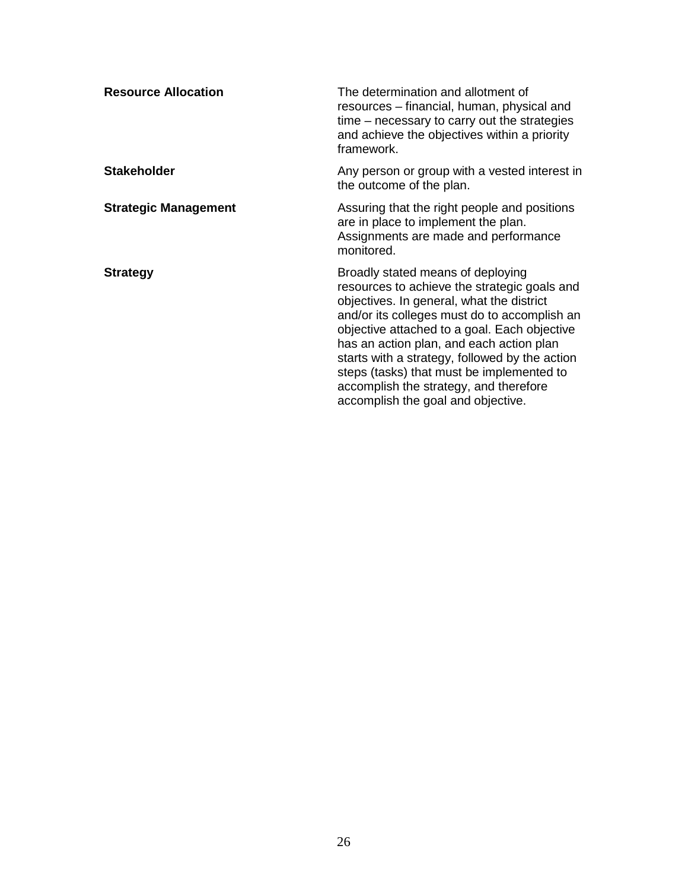| | |
|---|---|
| **Resource Allocation** | The determination and allotment of resources – financial, human, physical and time – necessary to carry out the strategies and achieve the objectives within a priority framework. |
| **Stakeholder** | Any person or group with a vested interest in the outcome of the plan. |
| **Strategic Management** | Assuring that the right people and positions are in place to implement the plan. Assignments are made and performance monitored. |
| **Strategy** | Broadly stated means of deploying resources to achieve the strategic goals and objectives. In general, what the district and/or its colleges must do to accomplish an objective attached to a goal. Each objective has an action plan, and each action plan starts with a strategy, followed by the action steps (tasks) that must be implemented to accomplish the strategy, and therefore accomplish the goal and objective. |